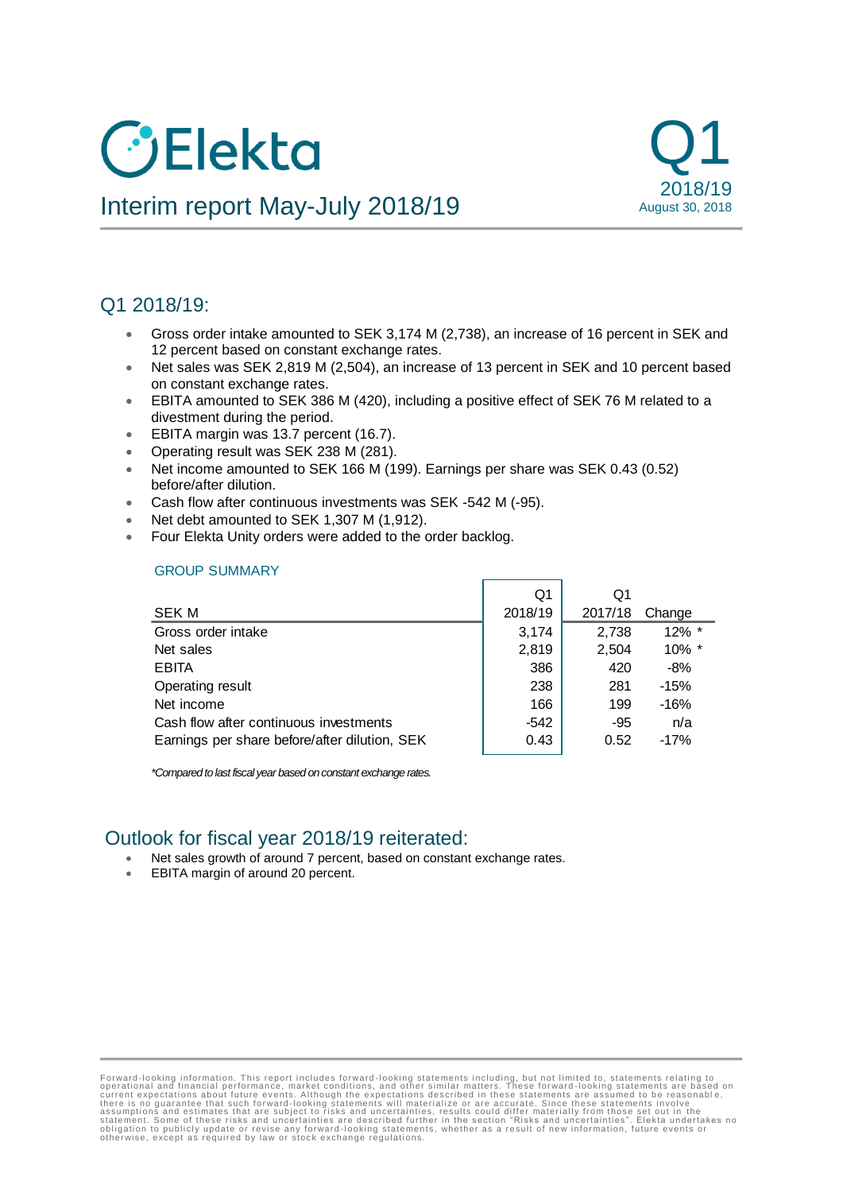# Elekta

## Interim report May-July 2018/19

Q1 2018/19
August 30, 2018

## Q1 2018/19:

- Gross order intake amounted to SEK 3,174 M (2,738), an increase of 16 percent in SEK and 12 percent based on constant exchange rates.
- Net sales was SEK 2,819 M (2,504), an increase of 13 percent in SEK and 10 percent based on constant exchange rates.
- EBITA amounted to SEK 386 M (420), including a positive effect of SEK 76 M related to a divestment during the period.
- EBITA margin was 13.7 percent (16.7).
- Operating result was SEK 238 M (281).
- Net income amounted to SEK 166 M (199). Earnings per share was SEK 0.43 (0.52) before/after dilution.
- Cash flow after continuous investments was SEK -542 M (-95).
- Net debt amounted to SEK 1,307 M (1,912).
- Four Elekta Unity orders were added to the order backlog.

### GROUP SUMMARY

| SEK M | Q1 2018/19 | Q1 2017/18 | Change |
|---|---|---|---|
| Gross order intake | 3,174 | 2,738 | 12% * |
| Net sales | 2,819 | 2,504 | 10% * |
| EBITA | 386 | 420 | -8% |
| Operating result | 238 | 281 | -15% |
| Net income | 166 | 199 | -16% |
| Cash flow after continuous investments | -542 | -95 | n/a |
| Earnings per share before/after dilution, SEK | 0.43 | 0.52 | -17% |

*\*Compared to last fiscal year based on constant exchange rates.*

## Outlook for fiscal year 2018/19 reiterated:

- Net sales growth of around 7 percent, based on constant exchange rates.
- EBITA margin of around 20 percent.

Forward-looking information. This report includes forward-looking statements including, but not limited to, statements relating to operational and financial performance, market conditions, and other similar matters. These forward-looking statements are based on current expectations about future events. Although the expectations described in these statements are assumed to be reasonable, there is no guarantee that such forward-looking statements will materialize or are accurate. Since these statements involve assumptions and estimates that are subject to risks and uncertainties, results could differ materially from those set out in the statement. Some of these risks and uncertainties are described further in the section "Risks and uncertainties". Elekta undertakes no obligation to publicly update or revise any forward-looking statements, whether as a result of new information, future events or otherwise, except as required by law or stock exchange regulations.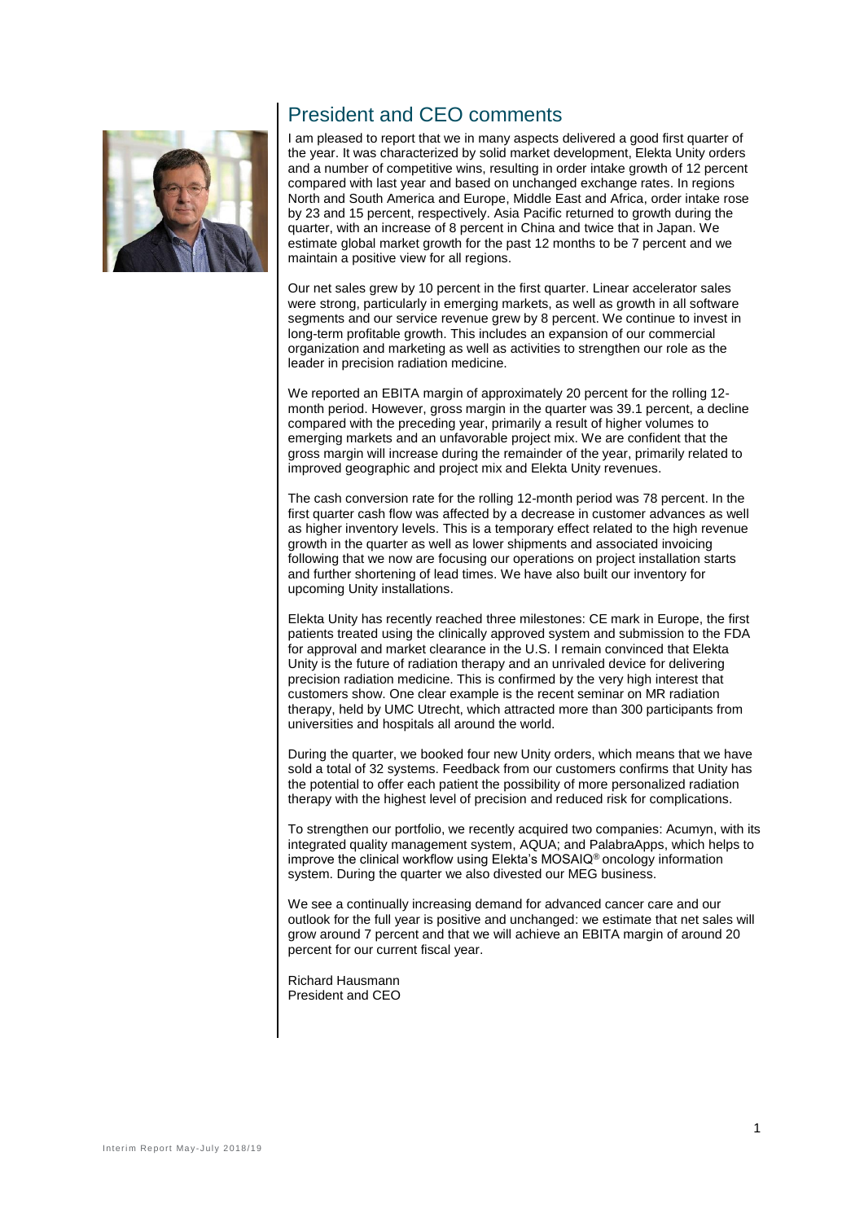## President and CEO comments

I am pleased to report that we in many aspects delivered a good first quarter of the year. It was characterized by solid market development, Elekta Unity orders and a number of competitive wins, resulting in order intake growth of 12 percent compared with last year and based on unchanged exchange rates. In regions North and South America and Europe, Middle East and Africa, order intake rose by 23 and 15 percent, respectively. Asia Pacific returned to growth during the quarter, with an increase of 8 percent in China and twice that in Japan. We estimate global market growth for the past 12 months to be 7 percent and we maintain a positive view for all regions.

Our net sales grew by 10 percent in the first quarter. Linear accelerator sales were strong, particularly in emerging markets, as well as growth in all software segments and our service revenue grew by 8 percent. We continue to invest in long-term profitable growth. This includes an expansion of our commercial organization and marketing as well as activities to strengthen our role as the leader in precision radiation medicine.

We reported an EBITA margin of approximately 20 percent for the rolling 12-month period. However, gross margin in the quarter was 39.1 percent, a decline compared with the preceding year, primarily a result of higher volumes to emerging markets and an unfavorable project mix. We are confident that the gross margin will increase during the remainder of the year, primarily related to improved geographic and project mix and Elekta Unity revenues.

The cash conversion rate for the rolling 12-month period was 78 percent. In the first quarter cash flow was affected by a decrease in customer advances as well as higher inventory levels. This is a temporary effect related to the high revenue growth in the quarter as well as lower shipments and associated invoicing following that we now are focusing our operations on project installation starts and further shortening of lead times. We have also built our inventory for upcoming Unity installations.

Elekta Unity has recently reached three milestones: CE mark in Europe, the first patients treated using the clinically approved system and submission to the FDA for approval and market clearance in the U.S. I remain convinced that Elekta Unity is the future of radiation therapy and an unrivaled device for delivering precision radiation medicine. This is confirmed by the very high interest that customers show. One clear example is the recent seminar on MR radiation therapy, held by UMC Utrecht, which attracted more than 300 participants from universities and hospitals all around the world.

During the quarter, we booked four new Unity orders, which means that we have sold a total of 32 systems. Feedback from our customers confirms that Unity has the potential to offer each patient the possibility of more personalized radiation therapy with the highest level of precision and reduced risk for complications.

To strengthen our portfolio, we recently acquired two companies: Acumyn, with its integrated quality management system, AQUA; and PalabraApps, which helps to improve the clinical workflow using Elekta's MOSAIQ® oncology information system. During the quarter we also divested our MEG business.

We see a continually increasing demand for advanced cancer care and our outlook for the full year is positive and unchanged: we estimate that net sales will grow around 7 percent and that we will achieve an EBITA margin of around 20 percent for our current fiscal year.

Richard Hausmann
President and CEO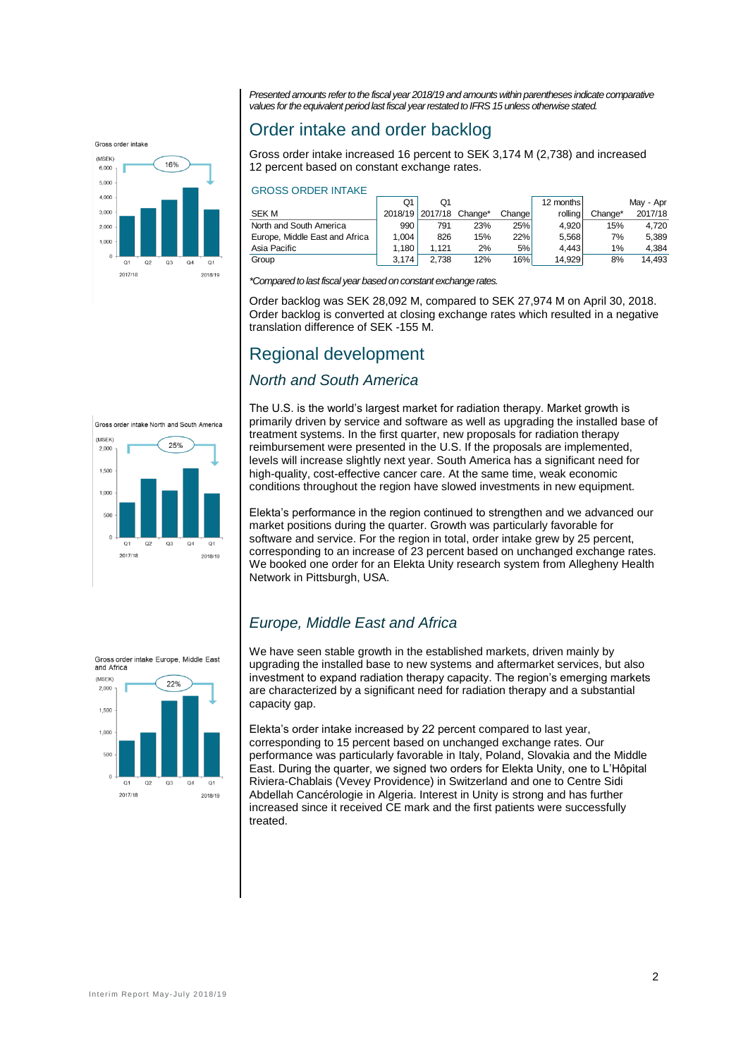*Presented amounts refer to the fiscal year 2018/19 and amounts within parentheses indicate comparative values for the equivalent period last fiscal year restated to IFRS 15 unless otherwise stated.*

## Order intake and order backlog

Gross order intake increased 16 percent to SEK 3,174 M (2,738) and increased 12 percent based on constant exchange rates.

### GROSS ORDER INTAKE

| SEK M | Q1 2018/19 | Q1 2017/18 | Change* | Change | 12 months rolling | Change* | May - Apr 2017/18 |
|---|---|---|---|---|---|---|---|
| North and South America | 990 | 791 | 23% | 25% | 4,920 | 15% | 4,720 |
| Europe, Middle East and Africa | 1,004 | 826 | 15% | 22% | 5,568 | 7% | 5,389 |
| Asia Pacific | 1,180 | 1,121 | 2% | 5% | 4,443 | 1% | 4,384 |
| Group | 3,174 | 2,738 | 12% | 16% | 14,929 | 8% | 14,493 |

*\*Compared to last fiscal year based on constant exchange rates.*

Order backlog was SEK 28,092 M, compared to SEK 27,974 M on April 30, 2018. Order backlog is converted at closing exchange rates which resulted in a negative translation difference of SEK -155 M.

## Regional development

### *North and South America*

The U.S. is the world's largest market for radiation therapy. Market growth is primarily driven by service and software as well as upgrading the installed base of treatment systems. In the first quarter, new proposals for radiation therapy reimbursement were presented in the U.S. If the proposals are implemented, levels will increase slightly next year. South America has a significant need for high-quality, cost-effective cancer care. At the same time, weak economic conditions throughout the region have slowed investments in new equipment.

Elekta's performance in the region continued to strengthen and we advanced our market positions during the quarter. Growth was particularly favorable for software and service. For the region in total, order intake grew by 25 percent, corresponding to an increase of 23 percent based on unchanged exchange rates. We booked one order for an Elekta Unity research system from Allegheny Health Network in Pittsburgh, USA.

### *Europe, Middle East and Africa*

We have seen stable growth in the established markets, driven mainly by upgrading the installed base to new systems and aftermarket services, but also investment to expand radiation therapy capacity. The region's emerging markets are characterized by a significant need for radiation therapy and a substantial capacity gap.

Elekta's order intake increased by 22 percent compared to last year, corresponding to 15 percent based on unchanged exchange rates. Our performance was particularly favorable in Italy, Poland, Slovakia and the Middle East. During the quarter, we signed two orders for Elekta Unity, one to L'Hôpital Riviera-Chablais (Vevey Providence) in Switzerland and one to Centre Sidi Abdellah Cancérologie in Algeria. Interest in Unity is strong and has further increased since it received CE mark and the first patients were successfully treated.

Gross order intake

(MSEK)

| | Q1 2017/18 | Q2 | Q3 | Q4 | Q1 2018/19 |
|---|---|---|---|---|---|

16%

Gross order intake North and South America

(MSEK)

25%

Gross order intake Europe, Middle East and Africa

(MSEK)

22%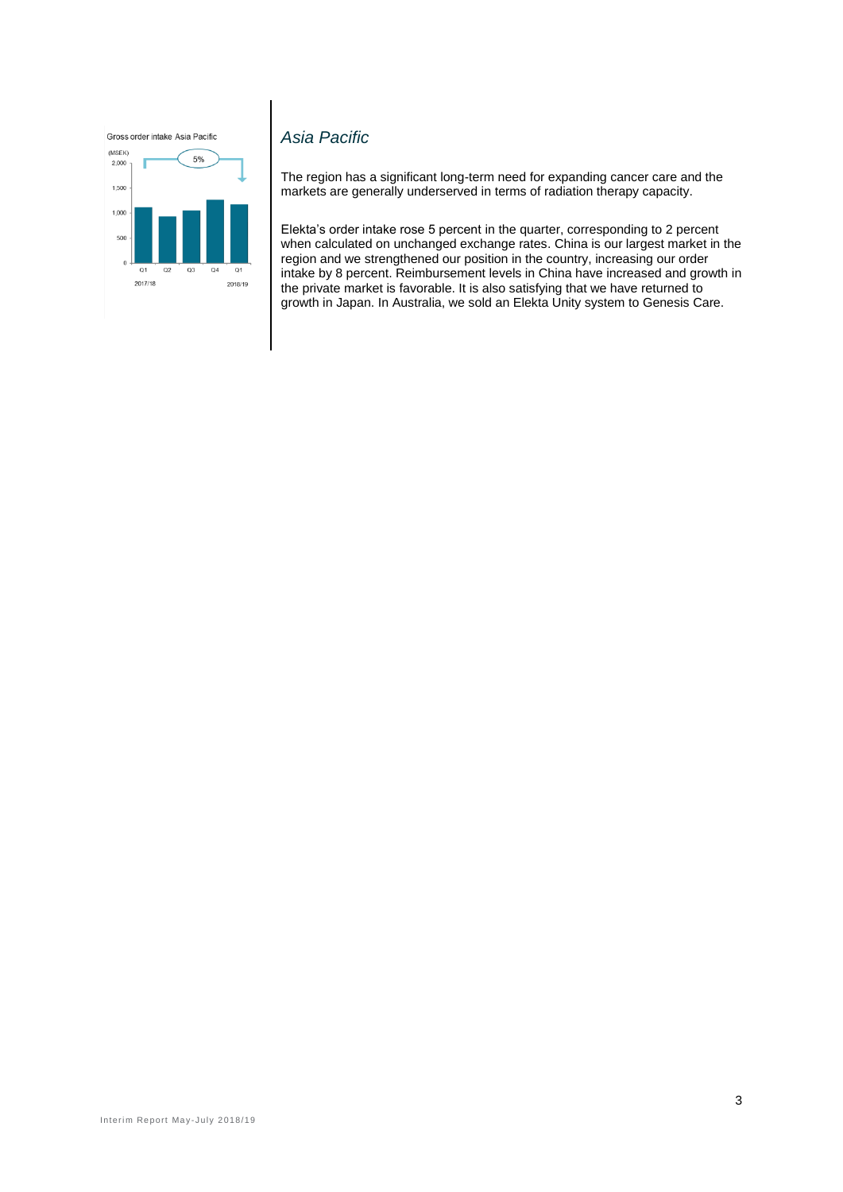Gross order intake Asia Pacific

(MSEK)

| | Q1 2017/18 | Q2 | Q3 | Q4 | Q1 2018/19 |
|---|---|---|---|---|---|

5%

## *Asia Pacific*

The region has a significant long-term need for expanding cancer care and the markets are generally underserved in terms of radiation therapy capacity.

Elekta's order intake rose 5 percent in the quarter, corresponding to 2 percent when calculated on unchanged exchange rates. China is our largest market in the region and we strengthened our position in the country, increasing our order intake by 8 percent. Reimbursement levels in China have increased and growth in the private market is favorable. It is also satisfying that we have returned to growth in Japan. In Australia, we sold an Elekta Unity system to Genesis Care.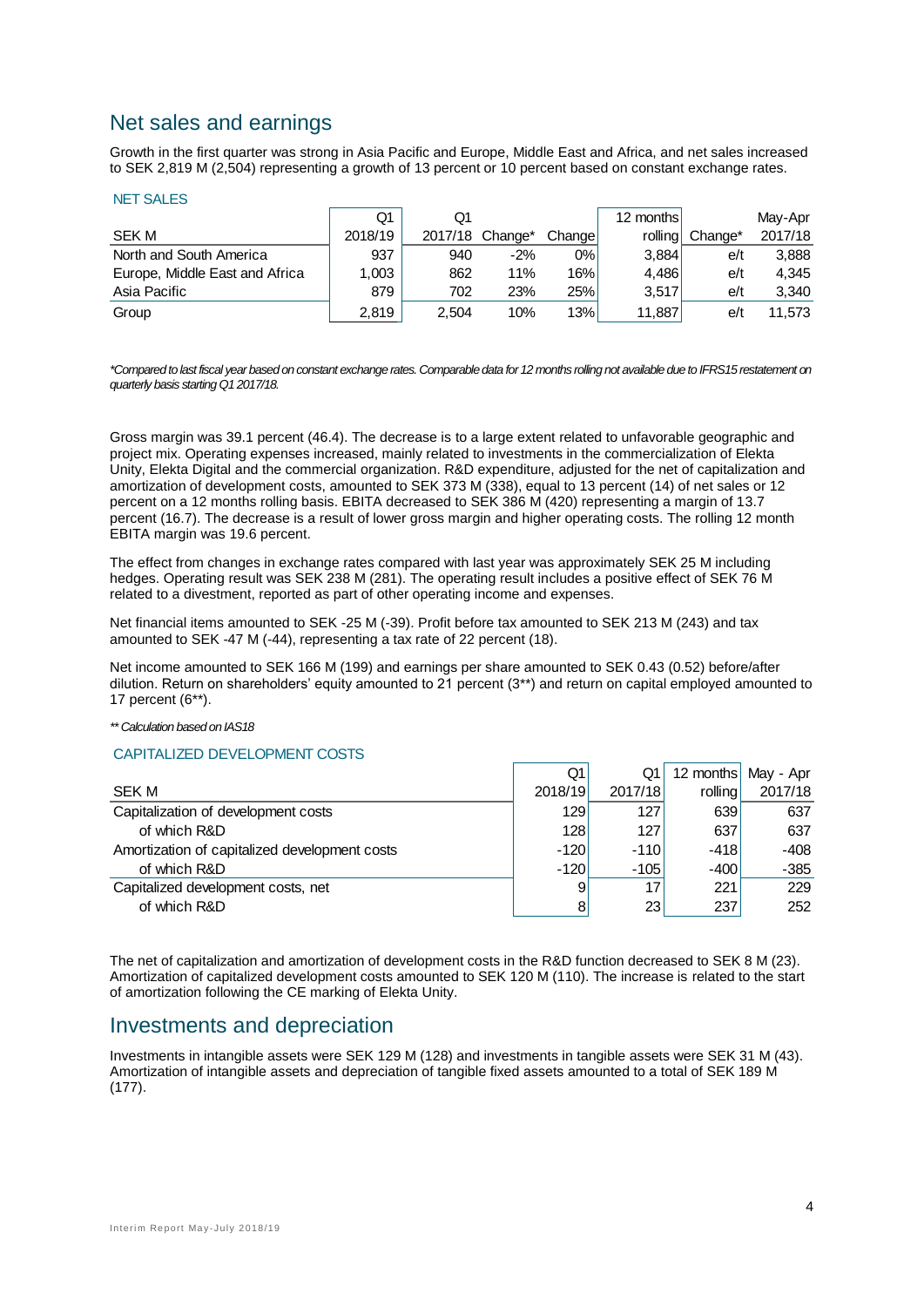## Net sales and earnings

Growth in the first quarter was strong in Asia Pacific and Europe, Middle East and Africa, and net sales increased to SEK 2,819 M (2,504) representing a growth of 13 percent or 10 percent based on constant exchange rates.

### NET SALES

| SEK M | Q1 2018/19 | Q1 2017/18 | Change* | Change | 12 months rolling | Change* | May-Apr 2017/18 |
|---|---|---|---|---|---|---|---|
| North and South America | 937 | 940 | -2% | 0% | 3,884 | e/t | 3,888 |
| Europe, Middle East and Africa | 1,003 | 862 | 11% | 16% | 4,486 | e/t | 4,345 |
| Asia Pacific | 879 | 702 | 23% | 25% | 3,517 | e/t | 3,340 |
| Group | 2,819 | 2,504 | 10% | 13% | 11,887 | e/t | 11,573 |

*\*Compared to last fiscal year based on constant exchange rates. Comparable data for 12 months rolling not available due to IFRS15 restatement on quarterly basis starting Q1 2017/18.*

Gross margin was 39.1 percent (46.4). The decrease is to a large extent related to unfavorable geographic and project mix. Operating expenses increased, mainly related to investments in the commercialization of Elekta Unity, Elekta Digital and the commercial organization. R&D expenditure, adjusted for the net of capitalization and amortization of development costs, amounted to SEK 373 M (338), equal to 13 percent (14) of net sales or 12 percent on a 12 months rolling basis. EBITA decreased to SEK 386 M (420) representing a margin of 13.7 percent (16.7). The decrease is a result of lower gross margin and higher operating costs. The rolling 12 month EBITA margin was 19.6 percent.

The effect from changes in exchange rates compared with last year was approximately SEK 25 M including hedges. Operating result was SEK 238 M (281). The operating result includes a positive effect of SEK 76 M related to a divestment, reported as part of other operating income and expenses.

Net financial items amounted to SEK -25 M (-39). Profit before tax amounted to SEK 213 M (243) and tax amounted to SEK -47 M (-44), representing a tax rate of 22 percent (18).

Net income amounted to SEK 166 M (199) and earnings per share amounted to SEK 0.43 (0.52) before/after dilution. Return on shareholders' equity amounted to 21 percent (3\*\*) and return on capital employed amounted to 17 percent (6\*\*).

*\*\* Calculation based on IAS18*

### CAPITALIZED DEVELOPMENT COSTS

| SEK M | Q1 2018/19 | Q1 2017/18 | 12 months rolling | May - Apr 2017/18 |
|---|---|---|---|---|
| Capitalization of development costs | 129 | 127 | 639 | 637 |
| of which R&D | 128 | 127 | 637 | 637 |
| Amortization of capitalized development costs | -120 | -110 | -418 | -408 |
| of which R&D | -120 | -105 | -400 | -385 |
| Capitalized development costs, net | 9 | 17 | 221 | 229 |
| of which R&D | 8 | 23 | 237 | 252 |

The net of capitalization and amortization of development costs in the R&D function decreased to SEK 8 M (23). Amortization of capitalized development costs amounted to SEK 120 M (110). The increase is related to the start of amortization following the CE marking of Elekta Unity.

## Investments and depreciation

Investments in intangible assets were SEK 129 M (128) and investments in tangible assets were SEK 31 M (43). Amortization of intangible assets and depreciation of tangible fixed assets amounted to a total of SEK 189 M (177).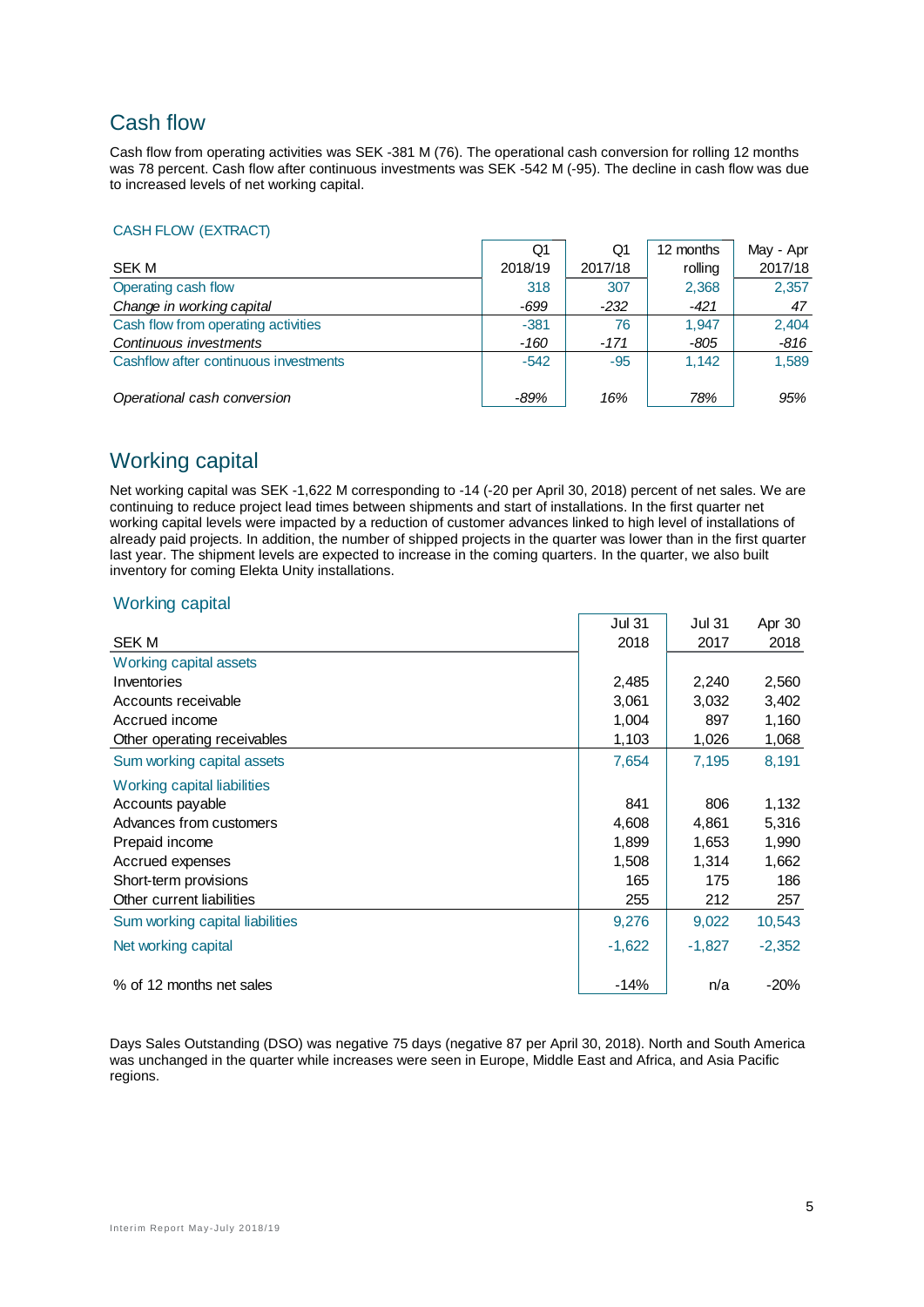## Cash flow

Cash flow from operating activities was SEK -381 M (76). The operational cash conversion for rolling 12 months was 78 percent. Cash flow after continuous investments was SEK -542 M (-95). The decline in cash flow was due to increased levels of net working capital.

CASH FLOW (EXTRACT)

| SEK M | Q1 2018/19 | Q1 2017/18 | 12 months rolling | May - Apr 2017/18 |
|---|---|---|---|---|
| Operating cash flow | 318 | 307 | 2,368 | 2,357 |
| *Change in working capital* | *-699* | *-232* | *-421* | *47* |
| Cash flow from operating activities | -381 | 76 | 1,947 | 2,404 |
| *Continuous investments* | *-160* | *-171* | *-805* | *-816* |
| Cashflow after continuous investments | -542 | -95 | 1,142 | 1,589 |
| *Operational cash conversion* | *-89%* | *16%* | *78%* | *95%* |

## Working capital

Net working capital was SEK -1,622 M corresponding to -14 (-20 per April 30, 2018) percent of net sales. We are continuing to reduce project lead times between shipments and start of installations. In the first quarter net working capital levels were impacted by a reduction of customer advances linked to high level of installations of already paid projects. In addition, the number of shipped projects in the quarter was lower than in the first quarter last year. The shipment levels are expected to increase in the coming quarters. In the quarter, we also built inventory for coming Elekta Unity installations.

Working capital

| SEK M | Jul 31 2018 | Jul 31 2017 | Apr 30 2018 |
|---|---|---|---|
| Working capital assets | | | |
| Inventories | 2,485 | 2,240 | 2,560 |
| Accounts receivable | 3,061 | 3,032 | 3,402 |
| Accrued income | 1,004 | 897 | 1,160 |
| Other operating receivables | 1,103 | 1,026 | 1,068 |
| Sum working capital assets | 7,654 | 7,195 | 8,191 |
| Working capital liabilities | | | |
| Accounts payable | 841 | 806 | 1,132 |
| Advances from customers | 4,608 | 4,861 | 5,316 |
| Prepaid income | 1,899 | 1,653 | 1,990 |
| Accrued expenses | 1,508 | 1,314 | 1,662 |
| Short-term provisions | 165 | 175 | 186 |
| Other current liabilities | 255 | 212 | 257 |
| Sum working capital liabilities | 9,276 | 9,022 | 10,543 |
| Net working capital | -1,622 | -1,827 | -2,352 |
| % of 12 months net sales | -14% | n/a | -20% |

Days Sales Outstanding (DSO) was negative 75 days (negative 87 per April 30, 2018). North and South America was unchanged in the quarter while increases were seen in Europe, Middle East and Africa, and Asia Pacific regions.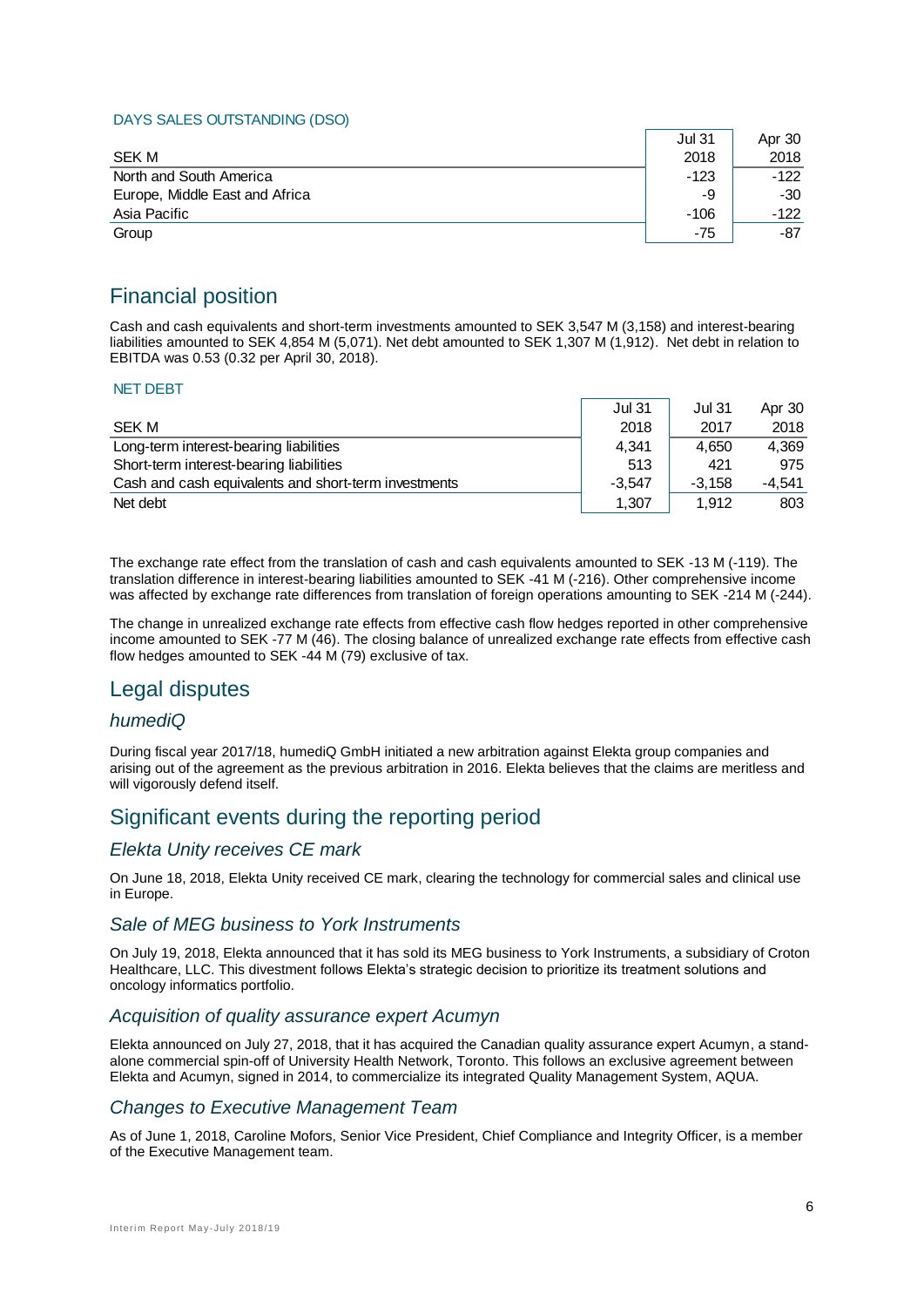DAYS SALES OUTSTANDING (DSO)

| SEK M | Jul 31 2018 | Apr 30 2018 |
|---|---|---|
| North and South America | -123 | -122 |
| Europe, Middle East and Africa | -9 | -30 |
| Asia Pacific | -106 | -122 |
| Group | -75 | -87 |

## Financial position

Cash and cash equivalents and short-term investments amounted to SEK 3,547 M (3,158) and interest-bearing liabilities amounted to SEK 4,854 M (5,071). Net debt amounted to SEK 1,307 M (1,912). Net debt in relation to EBITDA was 0.53 (0.32 per April 30, 2018).

NET DEBT

| SEK M | Jul 31 2018 | Jul 31 2017 | Apr 30 2018 |
|---|---|---|---|
| Long-term interest-bearing liabilities | 4,341 | 4,650 | 4,369 |
| Short-term interest-bearing liabilities | 513 | 421 | 975 |
| Cash and cash equivalents and short-term investments | -3,547 | -3,158 | -4,541 |
| Net debt | 1,307 | 1,912 | 803 |

The exchange rate effect from the translation of cash and cash equivalents amounted to SEK -13 M (-119). The translation difference in interest-bearing liabilities amounted to SEK -41 M (-216). Other comprehensive income was affected by exchange rate differences from translation of foreign operations amounting to SEK -214 M (-244).

The change in unrealized exchange rate effects from effective cash flow hedges reported in other comprehensive income amounted to SEK -77 M (46). The closing balance of unrealized exchange rate effects from effective cash flow hedges amounted to SEK -44 M (79) exclusive of tax.

## Legal disputes

### *humediQ*

During fiscal year 2017/18, humediQ GmbH initiated a new arbitration against Elekta group companies and arising out of the agreement as the previous arbitration in 2016. Elekta believes that the claims are meritless and will vigorously defend itself.

## Significant events during the reporting period

### *Elekta Unity receives CE mark*

On June 18, 2018, Elekta Unity received CE mark, clearing the technology for commercial sales and clinical use in Europe.

### *Sale of MEG business to York Instruments*

On July 19, 2018, Elekta announced that it has sold its MEG business to York Instruments, a subsidiary of Croton Healthcare, LLC. This divestment follows Elekta's strategic decision to prioritize its treatment solutions and oncology informatics portfolio.

### *Acquisition of quality assurance expert Acumyn*

Elekta announced on July 27, 2018, that it has acquired the Canadian quality assurance expert Acumyn, a stand-alone commercial spin-off of University Health Network, Toronto. This follows an exclusive agreement between Elekta and Acumyn, signed in 2014, to commercialize its integrated Quality Management System, AQUA.

### *Changes to Executive Management Team*

As of June 1, 2018, Caroline Mofors, Senior Vice President, Chief Compliance and Integrity Officer, is a member of the Executive Management team.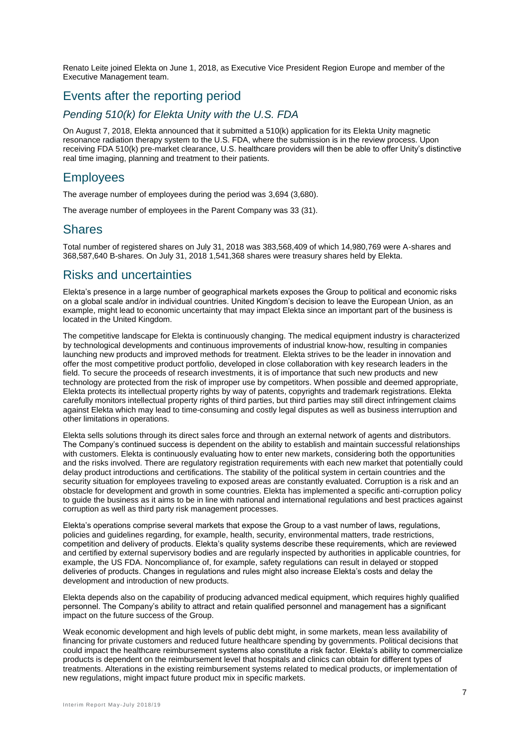Renato Leite joined Elekta on June 1, 2018, as Executive Vice President Region Europe and member of the Executive Management team.

## Events after the reporting period

### *Pending 510(k) for Elekta Unity with the U.S. FDA*

On August 7, 2018, Elekta announced that it submitted a 510(k) application for its Elekta Unity magnetic resonance radiation therapy system to the U.S. FDA, where the submission is in the review process. Upon receiving FDA 510(k) pre-market clearance, U.S. healthcare providers will then be able to offer Unity's distinctive real time imaging, planning and treatment to their patients.

## Employees

The average number of employees during the period was 3,694 (3,680).

The average number of employees in the Parent Company was 33 (31).

## Shares

Total number of registered shares on July 31, 2018 was 383,568,409 of which 14,980,769 were A-shares and 368,587,640 B-shares. On July 31, 2018 1,541,368 shares were treasury shares held by Elekta.

## Risks and uncertainties

Elekta's presence in a large number of geographical markets exposes the Group to political and economic risks on a global scale and/or in individual countries. United Kingdom's decision to leave the European Union, as an example, might lead to economic uncertainty that may impact Elekta since an important part of the business is located in the United Kingdom.

The competitive landscape for Elekta is continuously changing. The medical equipment industry is characterized by technological developments and continuous improvements of industrial know-how, resulting in companies launching new products and improved methods for treatment. Elekta strives to be the leader in innovation and offer the most competitive product portfolio, developed in close collaboration with key research leaders in the field. To secure the proceeds of research investments, it is of importance that such new products and new technology are protected from the risk of improper use by competitors. When possible and deemed appropriate, Elekta protects its intellectual property rights by way of patents, copyrights and trademark registrations. Elekta carefully monitors intellectual property rights of third parties, but third parties may still direct infringement claims against Elekta which may lead to time-consuming and costly legal disputes as well as business interruption and other limitations in operations.

Elekta sells solutions through its direct sales force and through an external network of agents and distributors. The Company's continued success is dependent on the ability to establish and maintain successful relationships with customers. Elekta is continuously evaluating how to enter new markets, considering both the opportunities and the risks involved. There are regulatory registration requirements with each new market that potentially could delay product introductions and certifications. The stability of the political system in certain countries and the security situation for employees traveling to exposed areas are constantly evaluated. Corruption is a risk and an obstacle for development and growth in some countries. Elekta has implemented a specific anti-corruption policy to guide the business as it aims to be in line with national and international regulations and best practices against corruption as well as third party risk management processes.

Elekta's operations comprise several markets that expose the Group to a vast number of laws, regulations, policies and guidelines regarding, for example, health, security, environmental matters, trade restrictions, competition and delivery of products. Elekta's quality systems describe these requirements, which are reviewed and certified by external supervisory bodies and are regularly inspected by authorities in applicable countries, for example, the US FDA. Noncompliance of, for example, safety regulations can result in delayed or stopped deliveries of products. Changes in regulations and rules might also increase Elekta's costs and delay the development and introduction of new products.

Elekta depends also on the capability of producing advanced medical equipment, which requires highly qualified personnel. The Company's ability to attract and retain qualified personnel and management has a significant impact on the future success of the Group.

Weak economic development and high levels of public debt might, in some markets, mean less availability of financing for private customers and reduced future healthcare spending by governments. Political decisions that could impact the healthcare reimbursement systems also constitute a risk factor. Elekta's ability to commercialize products is dependent on the reimbursement level that hospitals and clinics can obtain for different types of treatments. Alterations in the existing reimbursement systems related to medical products, or implementation of new regulations, might impact future product mix in specific markets.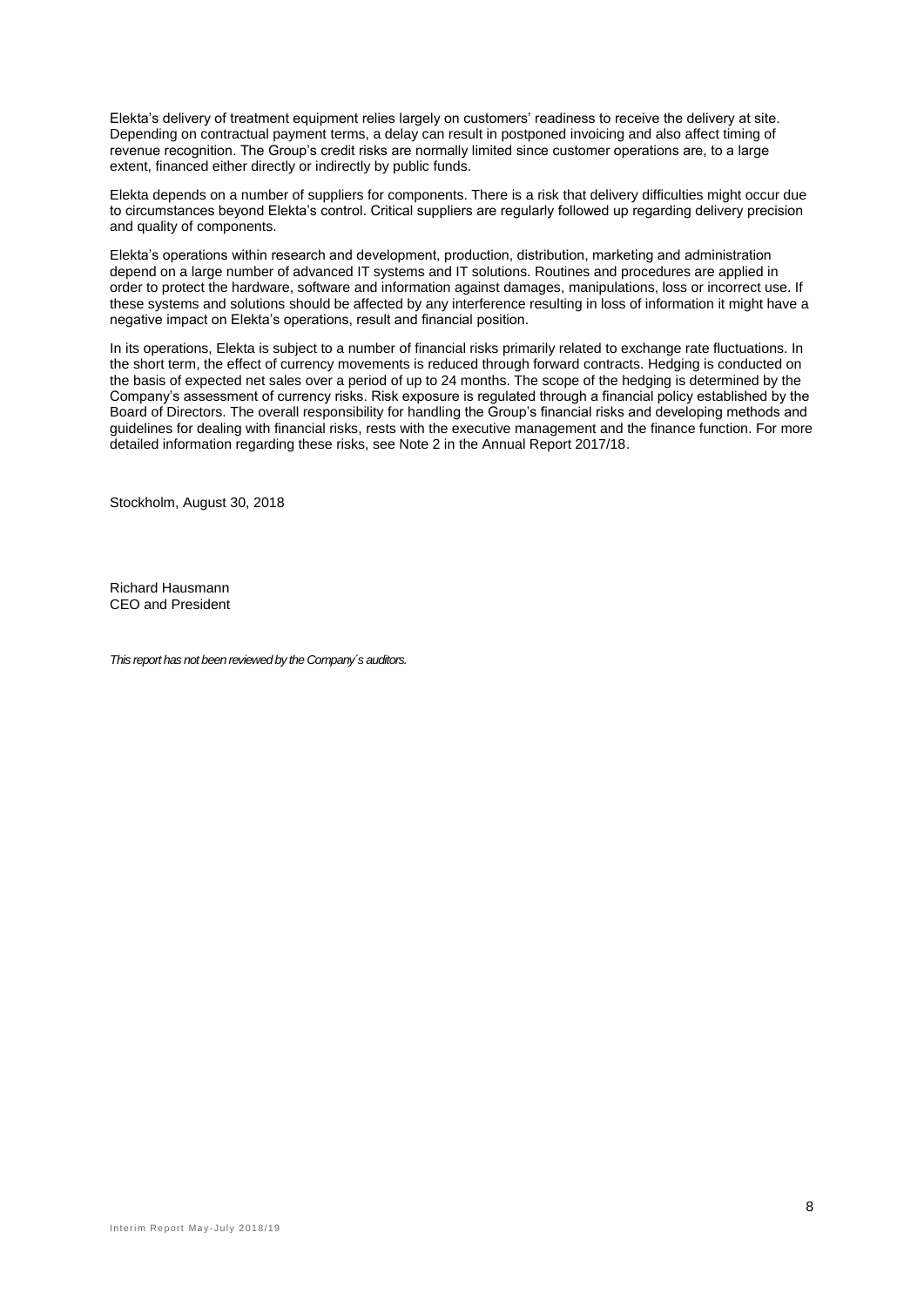Elekta's delivery of treatment equipment relies largely on customers' readiness to receive the delivery at site. Depending on contractual payment terms, a delay can result in postponed invoicing and also affect timing of revenue recognition. The Group's credit risks are normally limited since customer operations are, to a large extent, financed either directly or indirectly by public funds.

Elekta depends on a number of suppliers for components. There is a risk that delivery difficulties might occur due to circumstances beyond Elekta's control. Critical suppliers are regularly followed up regarding delivery precision and quality of components.

Elekta's operations within research and development, production, distribution, marketing and administration depend on a large number of advanced IT systems and IT solutions. Routines and procedures are applied in order to protect the hardware, software and information against damages, manipulations, loss or incorrect use. If these systems and solutions should be affected by any interference resulting in loss of information it might have a negative impact on Elekta's operations, result and financial position.

In its operations, Elekta is subject to a number of financial risks primarily related to exchange rate fluctuations. In the short term, the effect of currency movements is reduced through forward contracts. Hedging is conducted on the basis of expected net sales over a period of up to 24 months. The scope of the hedging is determined by the Company's assessment of currency risks. Risk exposure is regulated through a financial policy established by the Board of Directors. The overall responsibility for handling the Group's financial risks and developing methods and guidelines for dealing with financial risks, rests with the executive management and the finance function. For more detailed information regarding these risks, see Note 2 in the Annual Report 2017/18.

Stockholm, August 30, 2018

Richard Hausmann
CEO and President

*This report has not been reviewed by the Company´s auditors.*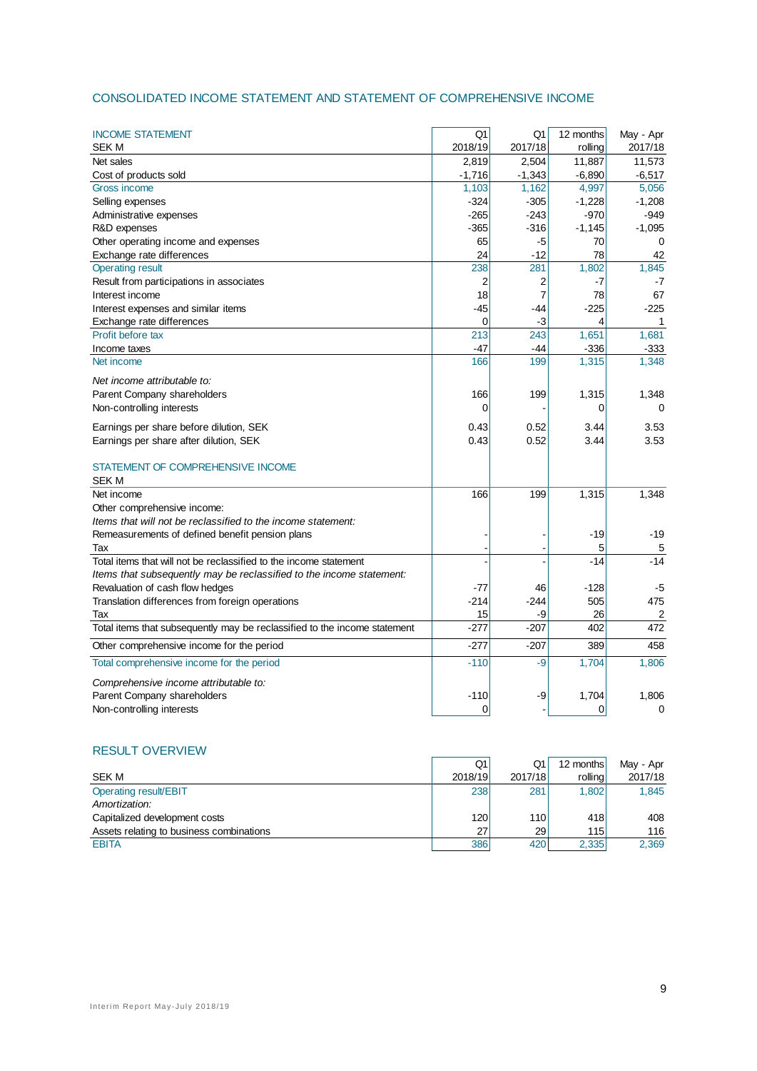## CONSOLIDATED INCOME STATEMENT AND STATEMENT OF COMPREHENSIVE INCOME

| INCOME STATEMENT<br>SEK M | Q1<br>2018/19 | Q1<br>2017/18 | 12 months<br>rolling | May - Apr<br>2017/18 |
|---|---|---|---|---|
| Net sales | 2,819 | 2,504 | 11,887 | 11,573 |
| Cost of products sold | -1,716 | -1,343 | -6,890 | -6,517 |
| Gross income | 1,103 | 1,162 | 4,997 | 5,056 |
| Selling expenses | -324 | -305 | -1,228 | -1,208 |
| Administrative expenses | -265 | -243 | -970 | -949 |
| R&D expenses | -365 | -316 | -1,145 | -1,095 |
| Other operating income and expenses | 65 | -5 | 70 | 0 |
| Exchange rate differences | 24 | -12 | 78 | 42 |
| Operating result | 238 | 281 | 1,802 | 1,845 |
| Result from participations in associates | 2 | 2 | -7 | -7 |
| Interest income | 18 | 7 | 78 | 67 |
| Interest expenses and similar items | -45 | -44 | -225 | -225 |
| Exchange rate differences | 0 | -3 | 4 | 1 |
| Profit before tax | 213 | 243 | 1,651 | 1,681 |
| Income taxes | -47 | -44 | -336 | -333 |
| Net income | 166 | 199 | 1,315 | 1,348 |
| *Net income attributable to:* | | | | |
| Parent Company shareholders | 166 | 199 | 1,315 | 1,348 |
| Non-controlling interests | 0 | - | 0 | 0 |
| Earnings per share before dilution, SEK | 0.43 | 0.52 | 3.44 | 3.53 |
| Earnings per share after dilution, SEK | 0.43 | 0.52 | 3.44 | 3.53 |

| STATEMENT OF COMPREHENSIVE INCOME<br>SEK M | Q1<br>2018/19 | Q1<br>2017/18 | 12 months<br>rolling | May - Apr<br>2017/18 |
|---|---|---|---|---|
| Net income | 166 | 199 | 1,315 | 1,348 |
| Other comprehensive income: | | | | |
| *Items that will not be reclassified to the income statement:* | | | | |
| Remeasurements of defined benefit pension plans | - | - | -19 | -19 |
| Tax | - | - | 5 | 5 |
| Total items that will not be reclassified to the income statement | - | - | -14 | -14 |
| *Items that subsequently may be reclassified to the income statement:* | | | | |
| Revaluation of cash flow hedges | -77 | 46 | -128 | -5 |
| Translation differences from foreign operations | -214 | -244 | 505 | 475 |
| Tax | 15 | -9 | 26 | 2 |
| Total items that subsequently may be reclassified to the income statement | -277 | -207 | 402 | 472 |
| Other comprehensive income for the period | -277 | -207 | 389 | 458 |
| Total comprehensive income for the period | -110 | -9 | 1,704 | 1,806 |
| *Comprehensive income attributable to:* | | | | |
| Parent Company shareholders | -110 | -9 | 1,704 | 1,806 |
| Non-controlling interests | 0 | - | 0 | 0 |

## RESULT OVERVIEW

| SEK M | Q1<br>2018/19 | Q1<br>2017/18 | 12 months<br>rolling | May - Apr<br>2017/18 |
|---|---|---|---|---|
| Operating result/EBIT | 238 | 281 | 1,802 | 1,845 |
| *Amortization:* | | | | |
| Capitalized development costs | 120 | 110 | 418 | 408 |
| Assets relating to business combinations | 27 | 29 | 115 | 116 |
| EBITA | 386 | 420 | 2,335 | 2,369 |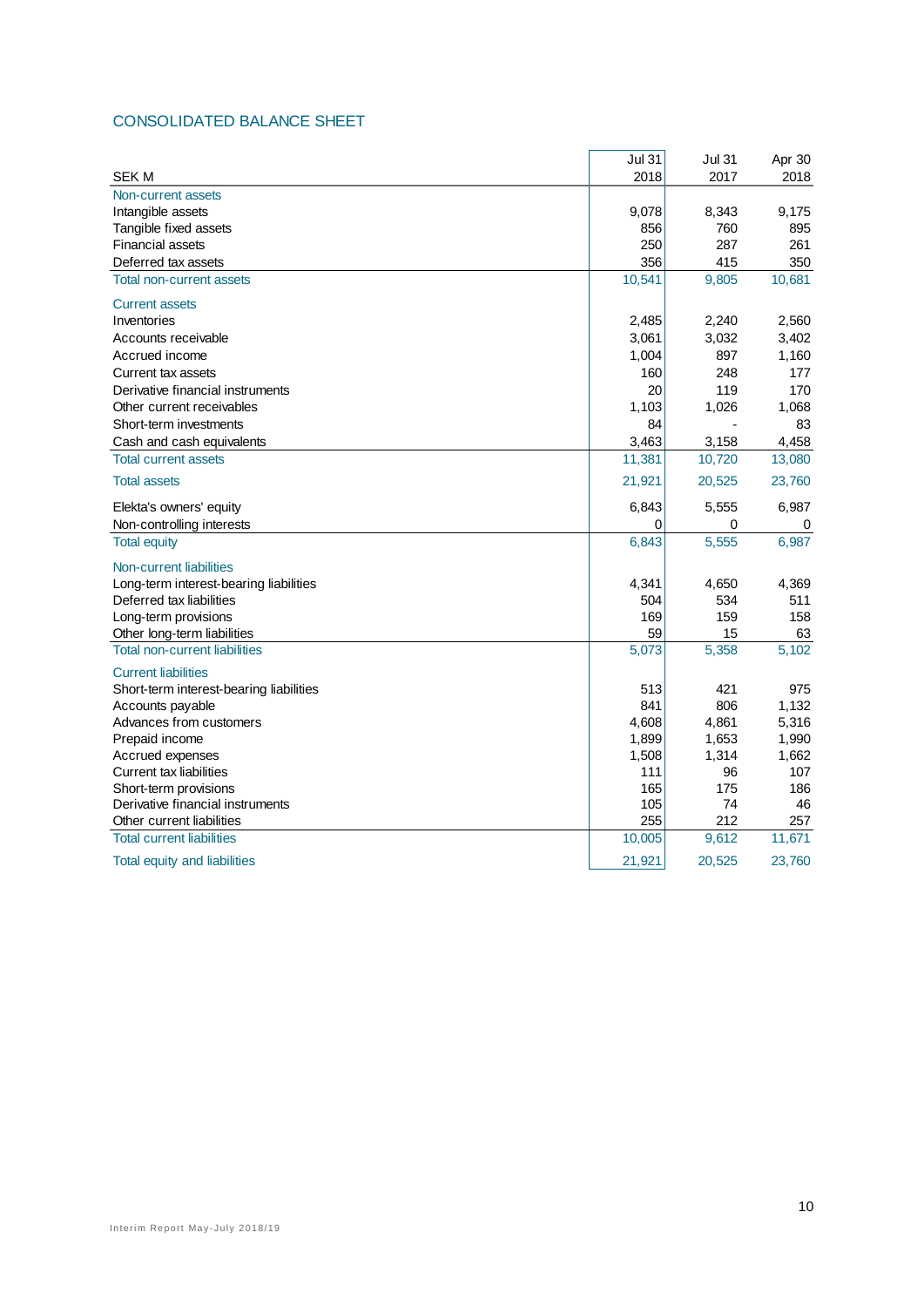## CONSOLIDATED BALANCE SHEET

| SEK M | Jul 31 2018 | Jul 31 2017 | Apr 30 2018 |
|---|---|---|---|
| **Non-current assets** | | | |
| Intangible assets | 9,078 | 8,343 | 9,175 |
| Tangible fixed assets | 856 | 760 | 895 |
| Financial assets | 250 | 287 | 261 |
| Deferred tax assets | 356 | 415 | 350 |
| **Total non-current assets** | 10,541 | 9,805 | 10,681 |
| **Current assets** | | | |
| Inventories | 2,485 | 2,240 | 2,560 |
| Accounts receivable | 3,061 | 3,032 | 3,402 |
| Accrued income | 1,004 | 897 | 1,160 |
| Current tax assets | 160 | 248 | 177 |
| Derivative financial instruments | 20 | 119 | 170 |
| Other current receivables | 1,103 | 1,026 | 1,068 |
| Short-term investments | 84 | - | 83 |
| Cash and cash equivalents | 3,463 | 3,158 | 4,458 |
| **Total current assets** | 11,381 | 10,720 | 13,080 |
| **Total assets** | 21,921 | 20,525 | 23,760 |
| Elekta's owners' equity | 6,843 | 5,555 | 6,987 |
| Non-controlling interests | 0 | 0 | 0 |
| **Total equity** | 6,843 | 5,555 | 6,987 |
| **Non-current liabilities** | | | |
| Long-term interest-bearing liabilities | 4,341 | 4,650 | 4,369 |
| Deferred tax liabilities | 504 | 534 | 511 |
| Long-term provisions | 169 | 159 | 158 |
| Other long-term liabilities | 59 | 15 | 63 |
| **Total non-current liabilities** | 5,073 | 5,358 | 5,102 |
| **Current liabilities** | | | |
| Short-term interest-bearing liabilities | 513 | 421 | 975 |
| Accounts payable | 841 | 806 | 1,132 |
| Advances from customers | 4,608 | 4,861 | 5,316 |
| Prepaid income | 1,899 | 1,653 | 1,990 |
| Accrued expenses | 1,508 | 1,314 | 1,662 |
| Current tax liabilities | 111 | 96 | 107 |
| Short-term provisions | 165 | 175 | 186 |
| Derivative financial instruments | 105 | 74 | 46 |
| Other current liabilities | 255 | 212 | 257 |
| **Total current liabilities** | 10,005 | 9,612 | 11,671 |
| **Total equity and liabilities** | 21,921 | 20,525 | 23,760 |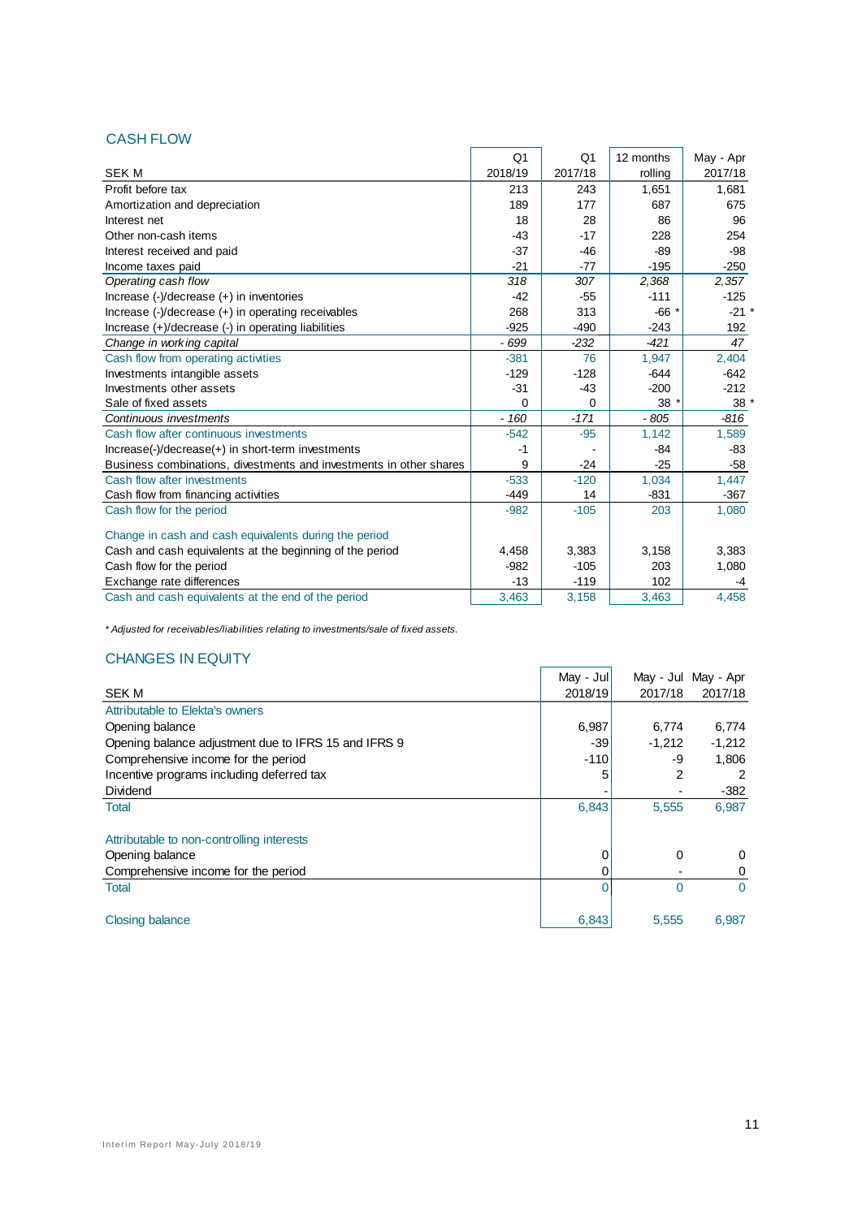## CASH FLOW

| SEK M | Q1 2018/19 | Q1 2017/18 | 12 months rolling | May - Apr 2017/18 |
|---|---|---|---|---|
| Profit before tax | 213 | 243 | 1,651 | 1,681 |
| Amortization and depreciation | 189 | 177 | 687 | 675 |
| Interest net | 18 | 28 | 86 | 96 |
| Other non-cash items | -43 | -17 | 228 | 254 |
| Interest received and paid | -37 | -46 | -89 | -98 |
| Income taxes paid | -21 | -77 | -195 | -250 |
| *Operating cash flow* | *318* | *307* | *2,368* | *2,357* |
| Increase (-)/decrease (+) in inventories | -42 | -55 | -111 | -125 |
| Increase (-)/decrease (+) in operating receivables | 268 | 313 | -66 * | -21 * |
| Increase (+)/decrease (-) in operating liabilities | -925 | -490 | -243 | 192 |
| *Change in working capital* | *- 699* | *-232* | *-421* | *47* |
| Cash flow from operating activities | -381 | 76 | 1,947 | 2,404 |
| Investments intangible assets | -129 | -128 | -644 | -642 |
| Investments other assets | -31 | -43 | -200 | -212 |
| Sale of fixed assets | 0 | 0 | 38 * | 38 * |
| *Continuous investments* | *- 160* | *-171* | *- 805* | *-816* |
| Cash flow after continuous investments | -542 | -95 | 1,142 | 1,589 |
| Increase(-)/decrease(+) in short-term investments | -1 | - | -84 | -83 |
| Business combinations, divestments and investments in other shares | 9 | -24 | -25 | -58 |
| Cash flow after investments | -533 | -120 | 1,034 | 1,447 |
| Cash flow from financing activities | -449 | 14 | -831 | -367 |
| Cash flow for the period | -982 | -105 | 203 | 1,080 |
| | | | | |
| Change in cash and cash equivalents during the period | | | | |
| Cash and cash equivalents at the beginning of the period | 4,458 | 3,383 | 3,158 | 3,383 |
| Cash flow for the period | -982 | -105 | 203 | 1,080 |
| Exchange rate differences | -13 | -119 | 102 | -4 |
| Cash and cash equivalents at the end of the period | 3,463 | 3,158 | 3,463 | 4,458 |

*\* Adjusted for receivables/liabilities relating to investments/sale of fixed assets.*

## CHANGES IN EQUITY

| SEK M | May - Jul 2018/19 | May - Jul 2017/18 | May - Apr 2017/18 |
|---|---|---|---|
| Attributable to Elekta's owners | | | |
| Opening balance | 6,987 | 6,774 | 6,774 |
| Opening balance adjustment due to IFRS 15 and IFRS 9 | -39 | -1,212 | -1,212 |
| Comprehensive income for the period | -110 | -9 | 1,806 |
| Incentive programs including deferred tax | 5 | 2 | 2 |
| Dividend | - | - | -382 |
| Total | 6,843 | 5,555 | 6,987 |
| | | | |
| Attributable to non-controlling interests | | | |
| Opening balance | 0 | 0 | 0 |
| Comprehensive income for the period | 0 | - | 0 |
| Total | 0 | 0 | 0 |
| | | | |
| Closing balance | 6,843 | 5,555 | 6,987 |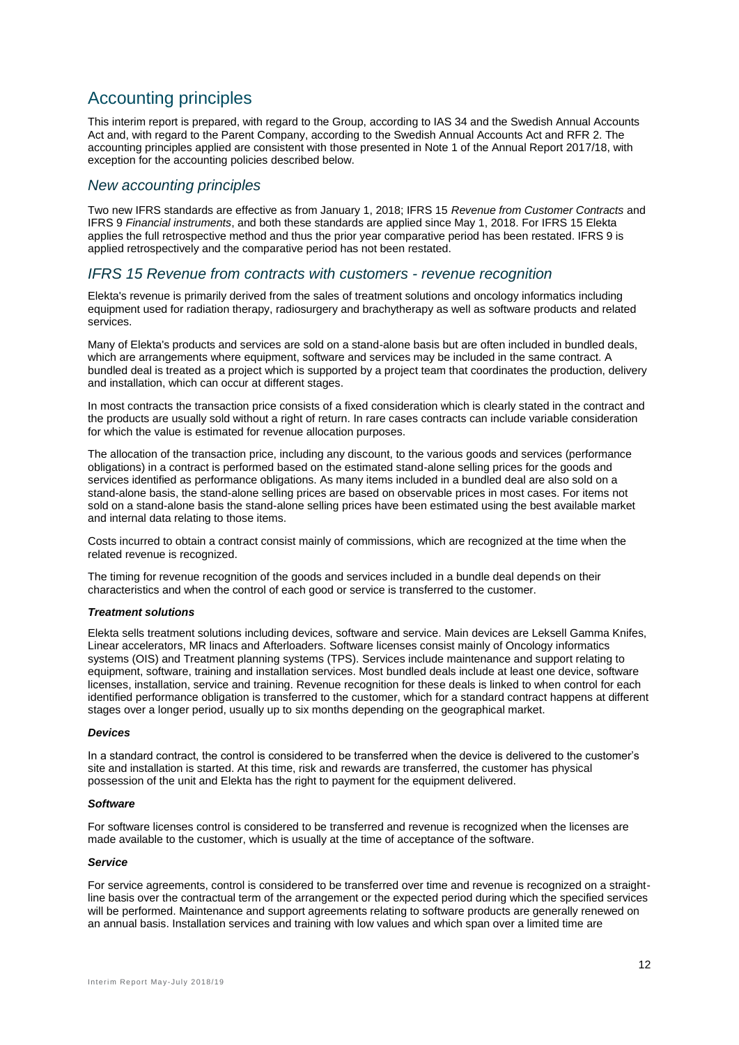# Accounting principles

This interim report is prepared, with regard to the Group, according to IAS 34 and the Swedish Annual Accounts Act and, with regard to the Parent Company, according to the Swedish Annual Accounts Act and RFR 2. The accounting principles applied are consistent with those presented in Note 1 of the Annual Report 2017/18, with exception for the accounting policies described below.

## *New accounting principles*

Two new IFRS standards are effective as from January 1, 2018; IFRS 15 *Revenue from Customer Contracts* and IFRS 9 *Financial instruments*, and both these standards are applied since May 1, 2018. For IFRS 15 Elekta applies the full retrospective method and thus the prior year comparative period has been restated. IFRS 9 is applied retrospectively and the comparative period has not been restated.

## *IFRS 15 Revenue from contracts with customers - revenue recognition*

Elekta's revenue is primarily derived from the sales of treatment solutions and oncology informatics including equipment used for radiation therapy, radiosurgery and brachytherapy as well as software products and related services.

Many of Elekta's products and services are sold on a stand-alone basis but are often included in bundled deals, which are arrangements where equipment, software and services may be included in the same contract. A bundled deal is treated as a project which is supported by a project team that coordinates the production, delivery and installation, which can occur at different stages.

In most contracts the transaction price consists of a fixed consideration which is clearly stated in the contract and the products are usually sold without a right of return. In rare cases contracts can include variable consideration for which the value is estimated for revenue allocation purposes.

The allocation of the transaction price, including any discount, to the various goods and services (performance obligations) in a contract is performed based on the estimated stand-alone selling prices for the goods and services identified as performance obligations. As many items included in a bundled deal are also sold on a stand-alone basis, the stand-alone selling prices are based on observable prices in most cases. For items not sold on a stand-alone basis the stand-alone selling prices have been estimated using the best available market and internal data relating to those items.

Costs incurred to obtain a contract consist mainly of commissions, which are recognized at the time when the related revenue is recognized.

The timing for revenue recognition of the goods and services included in a bundle deal depends on their characteristics and when the control of each good or service is transferred to the customer.

#### ***Treatment solutions***

Elekta sells treatment solutions including devices, software and service. Main devices are Leksell Gamma Knifes, Linear accelerators, MR linacs and Afterloaders. Software licenses consist mainly of Oncology informatics systems (OIS) and Treatment planning systems (TPS). Services include maintenance and support relating to equipment, software, training and installation services. Most bundled deals include at least one device, software licenses, installation, service and training. Revenue recognition for these deals is linked to when control for each identified performance obligation is transferred to the customer, which for a standard contract happens at different stages over a longer period, usually up to six months depending on the geographical market.

#### ***Devices***

In a standard contract, the control is considered to be transferred when the device is delivered to the customer's site and installation is started. At this time, risk and rewards are transferred, the customer has physical possession of the unit and Elekta has the right to payment for the equipment delivered.

#### ***Software***

For software licenses control is considered to be transferred and revenue is recognized when the licenses are made available to the customer, which is usually at the time of acceptance of the software.

#### ***Service***

For service agreements, control is considered to be transferred over time and revenue is recognized on a straight-line basis over the contractual term of the arrangement or the expected period during which the specified services will be performed. Maintenance and support agreements relating to software products are generally renewed on an annual basis. Installation services and training with low values and which span over a limited time are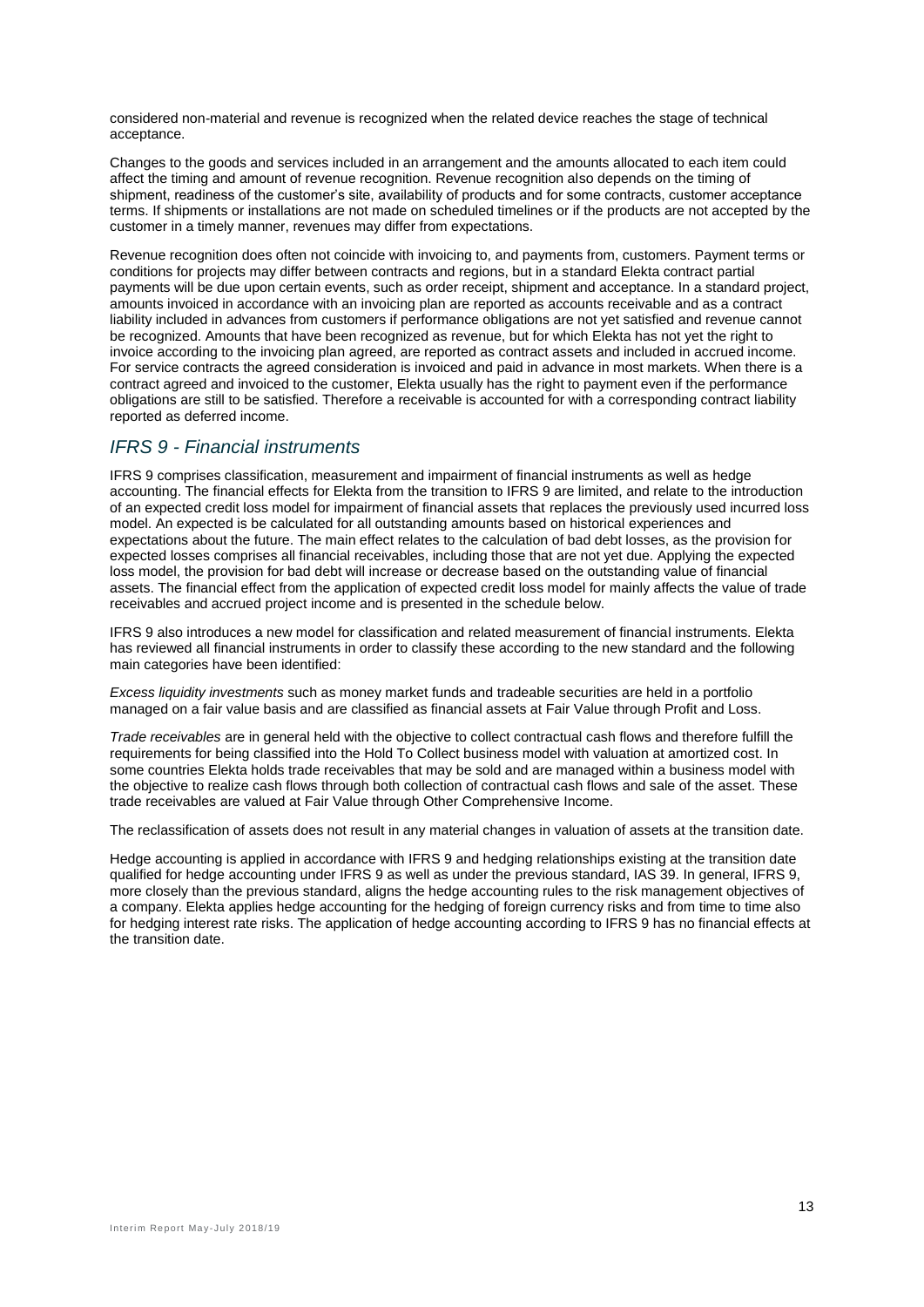considered non-material and revenue is recognized when the related device reaches the stage of technical acceptance.

Changes to the goods and services included in an arrangement and the amounts allocated to each item could affect the timing and amount of revenue recognition. Revenue recognition also depends on the timing of shipment, readiness of the customer's site, availability of products and for some contracts, customer acceptance terms. If shipments or installations are not made on scheduled timelines or if the products are not accepted by the customer in a timely manner, revenues may differ from expectations.

Revenue recognition does often not coincide with invoicing to, and payments from, customers. Payment terms or conditions for projects may differ between contracts and regions, but in a standard Elekta contract partial payments will be due upon certain events, such as order receipt, shipment and acceptance. In a standard project, amounts invoiced in accordance with an invoicing plan are reported as accounts receivable and as a contract liability included in advances from customers if performance obligations are not yet satisfied and revenue cannot be recognized. Amounts that have been recognized as revenue, but for which Elekta has not yet the right to invoice according to the invoicing plan agreed, are reported as contract assets and included in accrued income. For service contracts the agreed consideration is invoiced and paid in advance in most markets. When there is a contract agreed and invoiced to the customer, Elekta usually has the right to payment even if the performance obligations are still to be satisfied. Therefore a receivable is accounted for with a corresponding contract liability reported as deferred income.

## *IFRS 9 - Financial instruments*

IFRS 9 comprises classification, measurement and impairment of financial instruments as well as hedge accounting. The financial effects for Elekta from the transition to IFRS 9 are limited, and relate to the introduction of an expected credit loss model for impairment of financial assets that replaces the previously used incurred loss model. An expected is be calculated for all outstanding amounts based on historical experiences and expectations about the future. The main effect relates to the calculation of bad debt losses, as the provision for expected losses comprises all financial receivables, including those that are not yet due. Applying the expected loss model, the provision for bad debt will increase or decrease based on the outstanding value of financial assets. The financial effect from the application of expected credit loss model for mainly affects the value of trade receivables and accrued project income and is presented in the schedule below.

IFRS 9 also introduces a new model for classification and related measurement of financial instruments. Elekta has reviewed all financial instruments in order to classify these according to the new standard and the following main categories have been identified:

*Excess liquidity investments* such as money market funds and tradeable securities are held in a portfolio managed on a fair value basis and are classified as financial assets at Fair Value through Profit and Loss.

*Trade receivables* are in general held with the objective to collect contractual cash flows and therefore fulfill the requirements for being classified into the Hold To Collect business model with valuation at amortized cost. In some countries Elekta holds trade receivables that may be sold and are managed within a business model with the objective to realize cash flows through both collection of contractual cash flows and sale of the asset. These trade receivables are valued at Fair Value through Other Comprehensive Income.

The reclassification of assets does not result in any material changes in valuation of assets at the transition date.

Hedge accounting is applied in accordance with IFRS 9 and hedging relationships existing at the transition date qualified for hedge accounting under IFRS 9 as well as under the previous standard, IAS 39. In general, IFRS 9, more closely than the previous standard, aligns the hedge accounting rules to the risk management objectives of a company. Elekta applies hedge accounting for the hedging of foreign currency risks and from time to time also for hedging interest rate risks. The application of hedge accounting according to IFRS 9 has no financial effects at the transition date.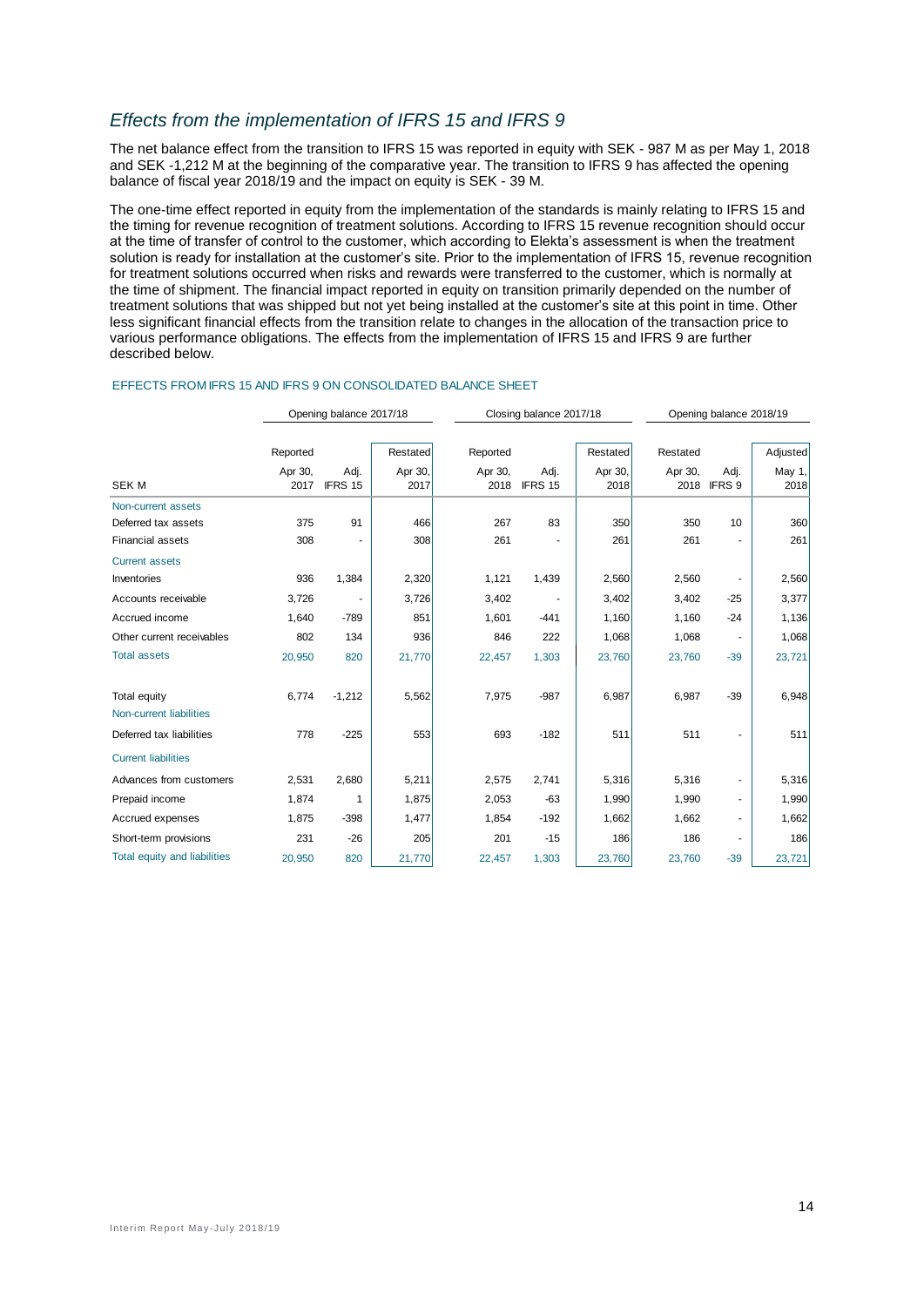## *Effects from the implementation of IFRS 15 and IFRS 9*

The net balance effect from the transition to IFRS 15 was reported in equity with SEK - 987 M as per May 1, 2018 and SEK -1,212 M at the beginning of the comparative year. The transition to IFRS 9 has affected the opening balance of fiscal year 2018/19 and the impact on equity is SEK - 39 M.

The one-time effect reported in equity from the implementation of the standards is mainly relating to IFRS 15 and the timing for revenue recognition of treatment solutions. According to IFRS 15 revenue recognition should occur at the time of transfer of control to the customer, which according to Elekta's assessment is when the treatment solution is ready for installation at the customer's site. Prior to the implementation of IFRS 15, revenue recognition for treatment solutions occurred when risks and rewards were transferred to the customer, which is normally at the time of shipment. The financial impact reported in equity on transition primarily depended on the number of treatment solutions that was shipped but not yet being installed at the customer's site at this point in time. Other less significant financial effects from the transition relate to changes in the allocation of the transaction price to various performance obligations. The effects from the implementation of IFRS 15 and IFRS 9 are further described below.

EFFECTS FROM IFRS 15 AND IFRS 9 ON CONSOLIDATED BALANCE SHEET

| | Opening balance 2017/18 | | | Closing balance 2017/18 | | | Opening balance 2018/19 | | |
|---|---|---|---|---|---|---|---|---|---|
| | Reported | | Restated | Reported | | Restated | Restated | | Adjusted |
| SEK M | Apr 30, 2017 | Adj. IFRS 15 | Apr 30, 2017 | Apr 30, 2018 | Adj. IFRS 15 | Apr 30, 2018 | Apr 30, 2018 | Adj. IFRS 9 | May 1, 2018 |
| Non-current assets | | | | | | | | | |
| Deferred tax assets | 375 | 91 | 466 | 267 | 83 | 350 | 350 | 10 | 360 |
| Financial assets | 308 | - | 308 | 261 | - | 261 | 261 | - | 261 |
| Current assets | | | | | | | | | |
| Inventories | 936 | 1,384 | 2,320 | 1,121 | 1,439 | 2,560 | 2,560 | - | 2,560 |
| Accounts receivable | 3,726 | - | 3,726 | 3,402 | - | 3,402 | 3,402 | -25 | 3,377 |
| Accrued income | 1,640 | -789 | 851 | 1,601 | -441 | 1,160 | 1,160 | -24 | 1,136 |
| Other current receivables | 802 | 134 | 936 | 846 | 222 | 1,068 | 1,068 | - | 1,068 |
| Total assets | 20,950 | 820 | 21,770 | 22,457 | 1,303 | 23,760 | 23,760 | -39 | 23,721 |
| | | | | | | | | | |
| Total equity | 6,774 | -1,212 | 5,562 | 7,975 | -987 | 6,987 | 6,987 | -39 | 6,948 |
| Non-current liabilities | | | | | | | | | |
| Deferred tax liabilities | 778 | -225 | 553 | 693 | -182 | 511 | 511 | - | 511 |
| Current liabilities | | | | | | | | | |
| Advances from customers | 2,531 | 2,680 | 5,211 | 2,575 | 2,741 | 5,316 | 5,316 | - | 5,316 |
| Prepaid income | 1,874 | 1 | 1,875 | 2,053 | -63 | 1,990 | 1,990 | - | 1,990 |
| Accrued expenses | 1,875 | -398 | 1,477 | 1,854 | -192 | 1,662 | 1,662 | - | 1,662 |
| Short-term provisions | 231 | -26 | 205 | 201 | -15 | 186 | 186 | - | 186 |
| Total equity and liabilities | 20,950 | 820 | 21,770 | 22,457 | 1,303 | 23,760 | 23,760 | -39 | 23,721 |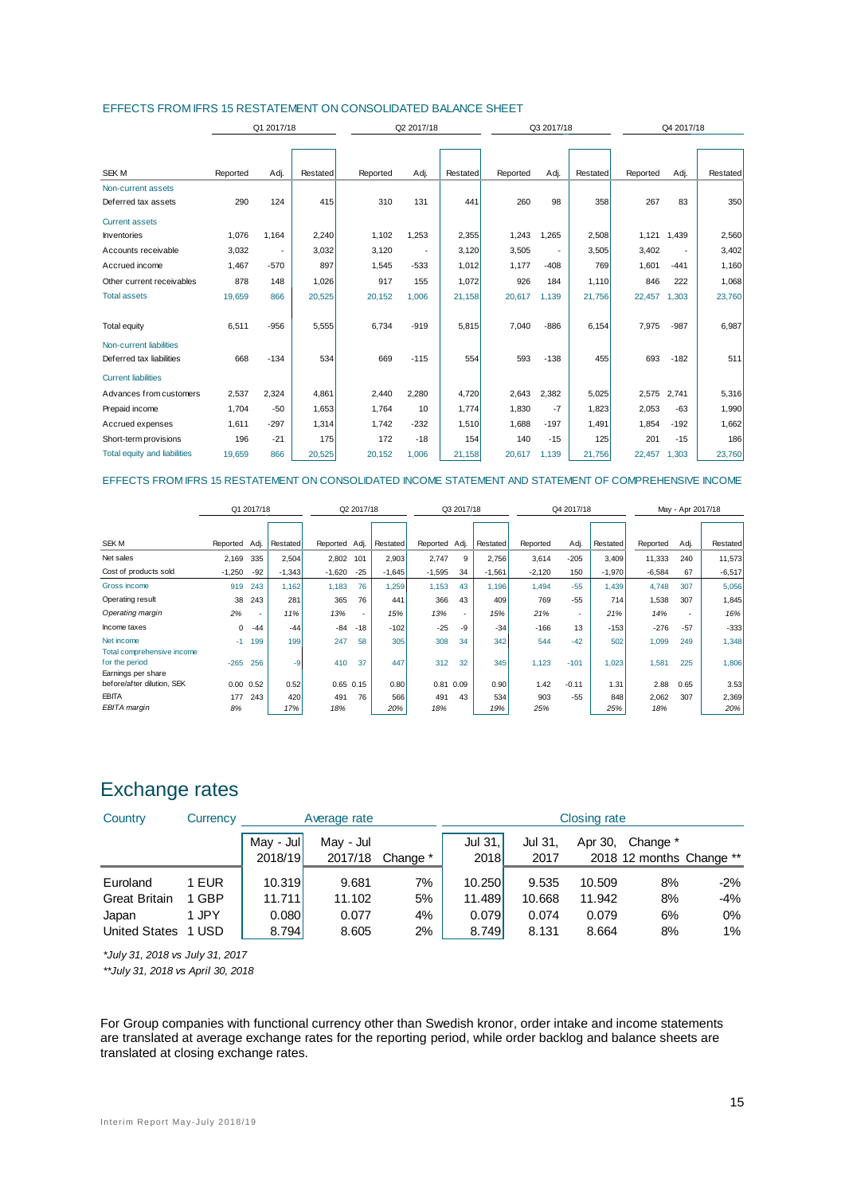EFFECTS FROM IFRS 15 RESTATEMENT ON CONSOLIDATED BALANCE SHEET

| | Q1 2017/18 | | | Q2 2017/18 | | | Q3 2017/18 | | | Q4 2017/18 | | |
|---|---|---|---|---|---|---|---|---|---|---|---|---|
| SEK M | Reported | Adj. | Restated | Reported | Adj. | Restated | Reported | Adj. | Restated | Reported | Adj. | Restated |
| Non-current assets | | | | | | | | | | | | |
| Deferred tax assets | 290 | 124 | 415 | 310 | 131 | 441 | 260 | 98 | 358 | 267 | 83 | 350 |
| Current assets | | | | | | | | | | | | |
| Inventories | 1,076 | 1,164 | 2,240 | 1,102 | 1,253 | 2,355 | 1,243 | 1,265 | 2,508 | 1,121 | 1,439 | 2,560 |
| Accounts receivable | 3,032 | - | 3,032 | 3,120 | - | 3,120 | 3,505 | - | 3,505 | 3,402 | - | 3,402 |
| Accrued income | 1,467 | -570 | 897 | 1,545 | -533 | 1,012 | 1,177 | -408 | 769 | 1,601 | -441 | 1,160 |
| Other current receivables | 878 | 148 | 1,026 | 917 | 155 | 1,072 | 926 | 184 | 1,110 | 846 | 222 | 1,068 |
| Total assets | 19,659 | 866 | 20,525 | 20,152 | 1,006 | 21,158 | 20,617 | 1,139 | 21,756 | 22,457 | 1,303 | 23,760 |
| Total equity | 6,511 | -956 | 5,555 | 6,734 | -919 | 5,815 | 7,040 | -886 | 6,154 | 7,975 | -987 | 6,987 |
| Non-current liabilities | | | | | | | | | | | | |
| Deferred tax liabilities | 668 | -134 | 534 | 669 | -115 | 554 | 593 | -138 | 455 | 693 | -182 | 511 |
| Current liabilities | | | | | | | | | | | | |
| Advances from customers | 2,537 | 2,324 | 4,861 | 2,440 | 2,280 | 4,720 | 2,643 | 2,382 | 5,025 | 2,575 | 2,741 | 5,316 |
| Prepaid income | 1,704 | -50 | 1,653 | 1,764 | 10 | 1,774 | 1,830 | -7 | 1,823 | 2,053 | -63 | 1,990 |
| Accrued expenses | 1,611 | -297 | 1,314 | 1,742 | -232 | 1,510 | 1,688 | -197 | 1,491 | 1,854 | -192 | 1,662 |
| Short-term provisions | 196 | -21 | 175 | 172 | -18 | 154 | 140 | -15 | 125 | 201 | -15 | 186 |
| Total equity and liabilities | 19,659 | 866 | 20,525 | 20,152 | 1,006 | 21,158 | 20,617 | 1,139 | 21,756 | 22,457 | 1,303 | 23,760 |

EFFECTS FROM IFRS 15 RESTATEMENT ON CONSOLIDATED INCOME STATEMENT AND STATEMENT OF COMPREHENSIVE INCOME

| | Q1 2017/18 | | | Q2 2017/18 | | | Q3 2017/18 | | | Q4 2017/18 | | | May - Apr 2017/18 | | |
|---|---|---|---|---|---|---|---|---|---|---|---|---|---|---|---|
| SEK M | Reported | Adj. | Restated | Reported | Adj. | Restated | Reported | Adj. | Restated | Reported | Adj. | Restated | Reported | Adj. | Restated |
| Net sales | 2,169 | 335 | 2,504 | 2,802 | 101 | 2,903 | 2,747 | 9 | 2,756 | 3,614 | -205 | 3,409 | 11,333 | 240 | 11,573 |
| Cost of products sold | -1,250 | -92 | -1,343 | -1,620 | -25 | -1,645 | -1,595 | 34 | -1,561 | -2,120 | 150 | -1,970 | -6,584 | 67 | -6,517 |
| Gross income | 919 | 243 | 1,162 | 1,183 | 76 | 1,259 | 1,153 | 43 | 1,196 | 1,494 | -55 | 1,439 | 4,748 | 307 | 5,056 |
| Operating result | 38 | 243 | 281 | 365 | 76 | 441 | 366 | 43 | 409 | 769 | -55 | 714 | 1,538 | 307 | 1,845 |
| *Operating margin* | *2%* | - | *11%* | *13%* | - | *15%* | *13%* | - | *15%* | *21%* | - | *21%* | *14%* | - | *16%* |
| Income taxes | 0 | -44 | -44 | -84 | -18 | -102 | -25 | -9 | -34 | -166 | 13 | -153 | -276 | -57 | -333 |
| Net income | -1 | 199 | 199 | 247 | 58 | 305 | 308 | 34 | 342 | 544 | -42 | 502 | 1,099 | 249 | 1,348 |
| Total comprehensive income for the period | -265 | 256 | -9 | 410 | 37 | 447 | 312 | 32 | 345 | 1,123 | -101 | 1,023 | 1,581 | 225 | 1,806 |
| Earnings per share before/after dilution, SEK | 0.00 | 0.52 | 0.52 | 0.65 | 0.15 | 0.80 | 0.81 | 0.09 | 0.90 | 1.42 | -0.11 | 1.31 | 2.88 | 0.65 | 3.53 |
| EBITA | 177 | 243 | 420 | 491 | 76 | 566 | 491 | 43 | 534 | 903 | -55 | 848 | 2,062 | 307 | 2,369 |
| *EBITA margin* | *8%* | | *17%* | *18%* | | *20%* | *18%* | | *19%* | *25%* | | *25%* | *18%* | | *20%* |

# Exchange rates

| Country | Currency | Average rate | | | Closing rate | | | | |
|---|---|---|---|---|---|---|---|---|---|
| | | May - Jul 2018/19 | May - Jul 2017/18 | Change * | Jul 31, 2018 | Jul 31, 2017 | Apr 30, 2018 | Change * 12 months | Change ** |
| Euroland | 1 EUR | 10.319 | 9.681 | 7% | 10.250 | 9.535 | 10.509 | 8% | -2% |
| Great Britain | 1 GBP | 11.711 | 11.102 | 5% | 11.489 | 10.668 | 11.942 | 8% | -4% |
| Japan | 1 JPY | 0.080 | 0.077 | 4% | 0.079 | 0.074 | 0.079 | 6% | 0% |
| United States | 1 USD | 8.794 | 8.605 | 2% | 8.749 | 8.131 | 8.664 | 8% | 1% |

*\*July 31, 2018 vs July 31, 2017*

*\*\*July 31, 2018 vs April 30, 2018*

For Group companies with functional currency other than Swedish kronor, order intake and income statements are translated at average exchange rates for the reporting period, while order backlog and balance sheets are translated at closing exchange rates.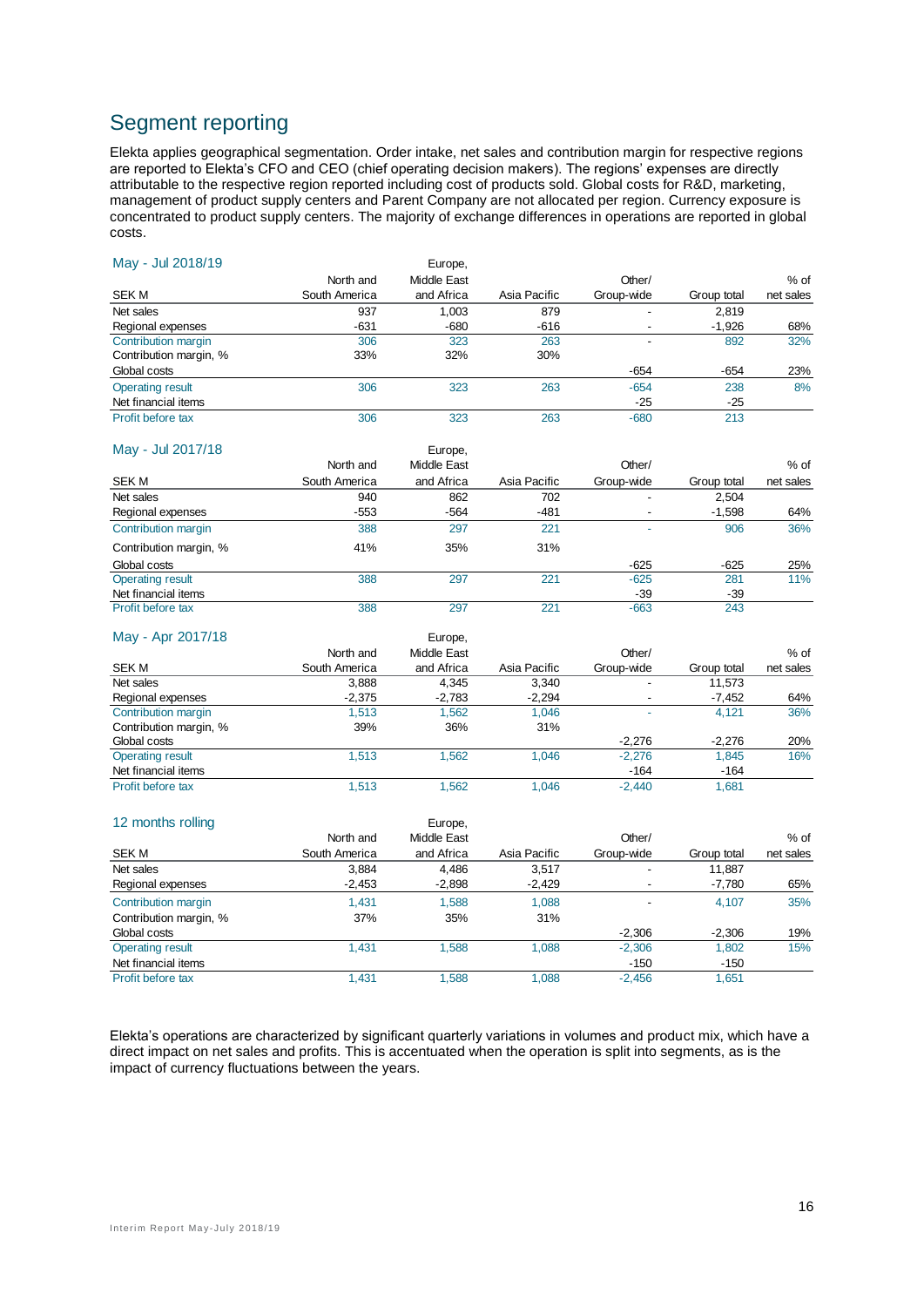## Segment reporting

Elekta applies geographical segmentation. Order intake, net sales and contribution margin for respective regions are reported to Elekta's CFO and CEO (chief operating decision makers). The regions' expenses are directly attributable to the respective region reported including cost of products sold. Global costs for R&D, marketing, management of product supply centers and Parent Company are not allocated per region. Currency exposure is concentrated to product supply centers. The majority of exchange differences in operations are reported in global costs.

| May - Jul 2018/19<br>SEK M | North and South America | Europe, Middle East and Africa | Asia Pacific | Other/ Group-wide | Group total | % of net sales |
|---|---|---|---|---|---|---|
| Net sales | 937 | 1,003 | 879 | - | 2,819 | |
| Regional expenses | -631 | -680 | -616 | - | -1,926 | 68% |
| Contribution margin | 306 | 323 | 263 | - | 892 | 32% |
| Contribution margin, % | 33% | 32% | 30% | | | |
| Global costs | | | | -654 | -654 | 23% |
| Operating result | 306 | 323 | 263 | -654 | 238 | 8% |
| Net financial items | | | | -25 | -25 | |
| Profit before tax | 306 | 323 | 263 | -680 | 213 | |

| May - Jul 2017/18<br>SEK M | North and South America | Europe, Middle East and Africa | Asia Pacific | Other/ Group-wide | Group total | % of net sales |
|---|---|---|---|---|---|---|
| Net sales | 940 | 862 | 702 | - | 2,504 | |
| Regional expenses | -553 | -564 | -481 | - | -1,598 | 64% |
| Contribution margin | 388 | 297 | 221 | - | 906 | 36% |
| Contribution margin, % | 41% | 35% | 31% | | | |
| Global costs | | | | -625 | -625 | 25% |
| Operating result | 388 | 297 | 221 | -625 | 281 | 11% |
| Net financial items | | | | -39 | -39 | |
| Profit before tax | 388 | 297 | 221 | -663 | 243 | |

| May - Apr 2017/18<br>SEK M | North and South America | Europe, Middle East and Africa | Asia Pacific | Other/ Group-wide | Group total | % of net sales |
|---|---|---|---|---|---|---|
| Net sales | 3,888 | 4,345 | 3,340 | - | 11,573 | |
| Regional expenses | -2,375 | -2,783 | -2,294 | - | -7,452 | 64% |
| Contribution margin | 1,513 | 1,562 | 1,046 | - | 4,121 | 36% |
| Contribution margin, % | 39% | 36% | 31% | | | |
| Global costs | | | | -2,276 | -2,276 | 20% |
| Operating result | 1,513 | 1,562 | 1,046 | -2,276 | 1,845 | 16% |
| Net financial items | | | | -164 | -164 | |
| Profit before tax | 1,513 | 1,562 | 1,046 | -2,440 | 1,681 | |

| 12 months rolling<br>SEK M | North and South America | Europe, Middle East and Africa | Asia Pacific | Other/ Group-wide | Group total | % of net sales |
|---|---|---|---|---|---|---|
| Net sales | 3,884 | 4,486 | 3,517 | - | 11,887 | |
| Regional expenses | -2,453 | -2,898 | -2,429 | - | -7,780 | 65% |
| Contribution margin | 1,431 | 1,588 | 1,088 | - | 4,107 | 35% |
| Contribution margin, % | 37% | 35% | 31% | | | |
| Global costs | | | | -2,306 | -2,306 | 19% |
| Operating result | 1,431 | 1,588 | 1,088 | -2,306 | 1,802 | 15% |
| Net financial items | | | | -150 | -150 | |
| Profit before tax | 1,431 | 1,588 | 1,088 | -2,456 | 1,651 | |

Elekta's operations are characterized by significant quarterly variations in volumes and product mix, which have a direct impact on net sales and profits. This is accentuated when the operation is split into segments, as is the impact of currency fluctuations between the years.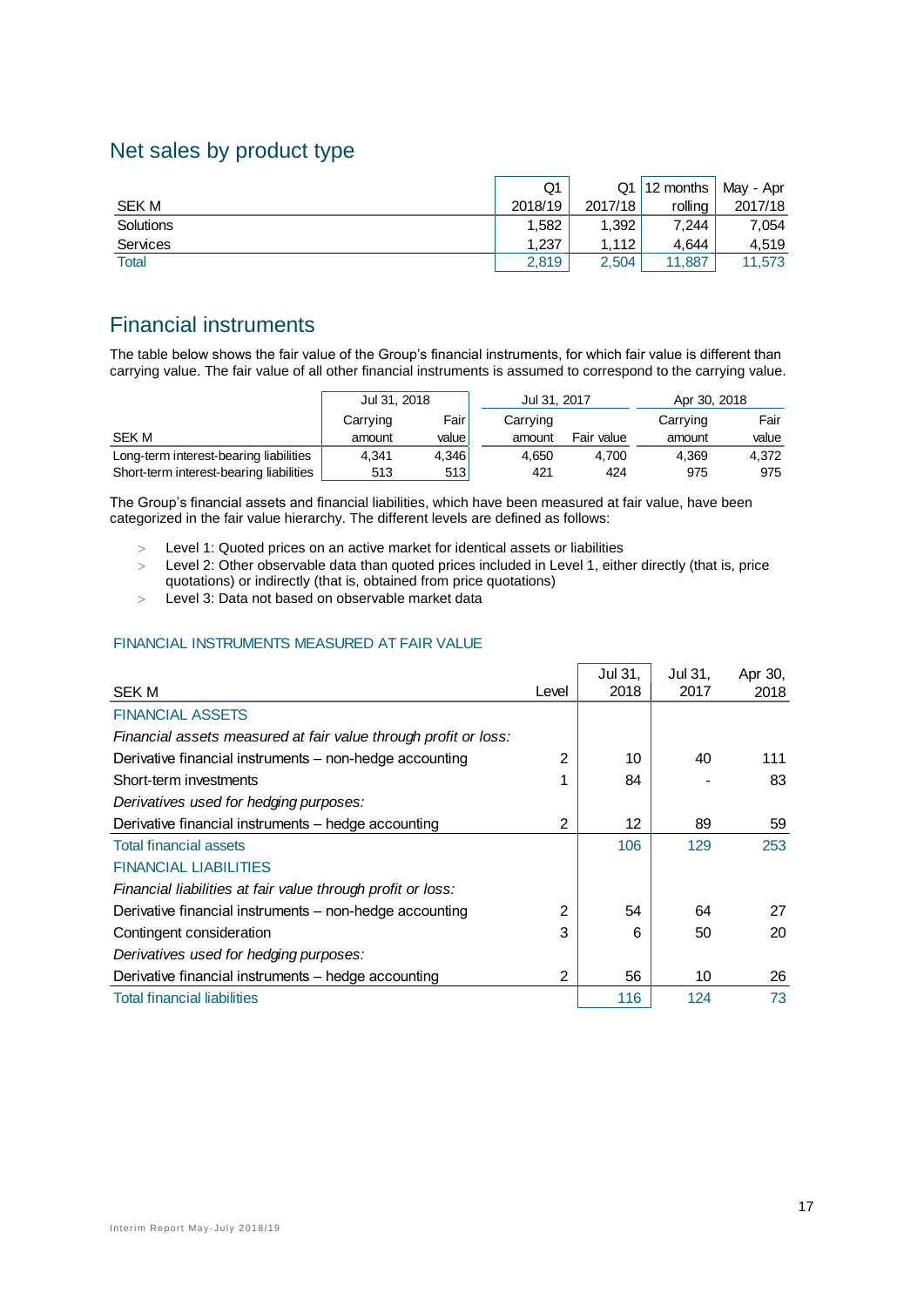## Net sales by product type

| SEK M | Q1 2018/19 | Q1 2017/18 | 12 months rolling | May - Apr 2017/18 |
|---|---|---|---|---|
| Solutions | 1,582 | 1,392 | 7,244 | 7,054 |
| Services | 1,237 | 1,112 | 4,644 | 4,519 |
| Total | 2,819 | 2,504 | 11,887 | 11,573 |

## Financial instruments

The table below shows the fair value of the Group's financial instruments, for which fair value is different than carrying value. The fair value of all other financial instruments is assumed to correspond to the carrying value.

| | Jul 31, 2018 | | Jul 31, 2017 | | Apr 30, 2018 | |
|---|---|---|---|---|---|---|
| SEK M | Carrying amount | Fair value | Carrying amount | Fair value | Carrying amount | Fair value |
| Long-term interest-bearing liabilities | 4,341 | 4,346 | 4,650 | 4,700 | 4,369 | 4,372 |
| Short-term interest-bearing liabilities | 513 | 513 | 421 | 424 | 975 | 975 |

The Group's financial assets and financial liabilities, which have been measured at fair value, have been categorized in the fair value hierarchy. The different levels are defined as follows:

- Level 1: Quoted prices on an active market for identical assets or liabilities
- Level 2: Other observable data than quoted prices included in Level 1, either directly (that is, price quotations) or indirectly (that is, obtained from price quotations)
- Level 3: Data not based on observable market data

### FINANCIAL INSTRUMENTS MEASURED AT FAIR VALUE

| SEK M | Level | Jul 31, 2018 | Jul 31, 2017 | Apr 30, 2018 |
|---|---|---|---|---|
| FINANCIAL ASSETS | | | | |
| *Financial assets measured at fair value through profit or loss:* | | | | |
| Derivative financial instruments – non-hedge accounting | 2 | 10 | 40 | 111 |
| Short-term investments | 1 | 84 | - | 83 |
| *Derivatives used for hedging purposes:* | | | | |
| Derivative financial instruments – hedge accounting | 2 | 12 | 89 | 59 |
| Total financial assets | | 106 | 129 | 253 |
| FINANCIAL LIABILITIES | | | | |
| *Financial liabilities at fair value through profit or loss:* | | | | |
| Derivative financial instruments – non-hedge accounting | 2 | 54 | 64 | 27 |
| Contingent consideration | 3 | 6 | 50 | 20 |
| *Derivatives used for hedging purposes:* | | | | |
| Derivative financial instruments – hedge accounting | 2 | 56 | 10 | 26 |
| Total financial liabilities | | 116 | 124 | 73 |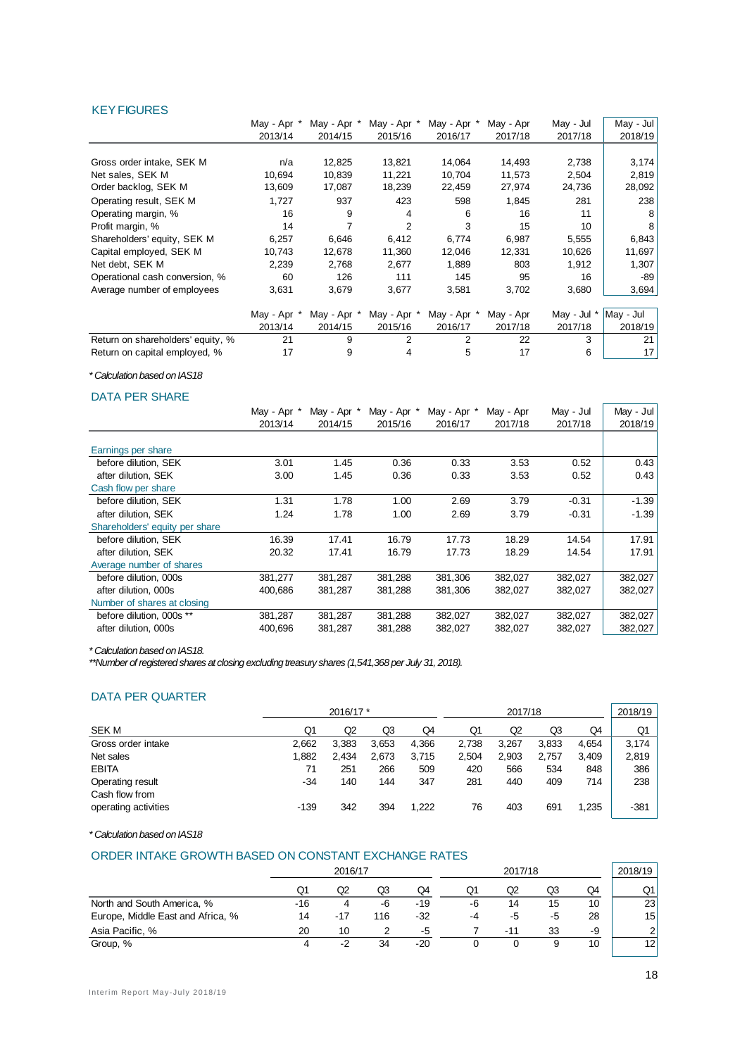## KEY FIGURES

| | May - Apr * 2013/14 | May - Apr * 2014/15 | May - Apr * 2015/16 | May - Apr * 2016/17 | May - Apr 2017/18 | May - Jul 2017/18 | May - Jul 2018/19 |
|---|---|---|---|---|---|---|---|
| Gross order intake, SEK M | n/a | 12,825 | 13,821 | 14,064 | 14,493 | 2,738 | 3,174 |
| Net sales, SEK M | 10,694 | 10,839 | 11,221 | 10,704 | 11,573 | 2,504 | 2,819 |
| Order backlog, SEK M | 13,609 | 17,087 | 18,239 | 22,459 | 27,974 | 24,736 | 28,092 |
| Operating result, SEK M | 1,727 | 937 | 423 | 598 | 1,845 | 281 | 238 |
| Operating margin, % | 16 | 9 | 4 | 6 | 16 | 11 | 8 |
| Profit margin, % | 14 | 7 | 2 | 3 | 15 | 10 | 8 |
| Shareholders' equity, SEK M | 6,257 | 6,646 | 6,412 | 6,774 | 6,987 | 5,555 | 6,843 |
| Capital employed, SEK M | 10,743 | 12,678 | 11,360 | 12,046 | 12,331 | 10,626 | 11,697 |
| Net debt, SEK M | 2,239 | 2,768 | 2,677 | 1,889 | 803 | 1,912 | 1,307 |
| Operational cash conversion, % | 60 | 126 | 111 | 145 | 95 | 16 | -89 |
| Average number of employees | 3,631 | 3,679 | 3,677 | 3,581 | 3,702 | 3,680 | 3,694 |

| | May - Apr * 2013/14 | May - Apr * 2014/15 | May - Apr * 2015/16 | May - Apr * 2016/17 | May - Apr 2017/18 | May - Jul * 2017/18 | May - Jul 2018/19 |
|---|---|---|---|---|---|---|---|
| Return on shareholders' equity, % | 21 | 9 | 2 | 2 | 22 | 3 | 21 |
| Return on capital employed, % | 17 | 9 | 4 | 5 | 17 | 6 | 17 |

*\* Calculation based on IAS18*

## DATA PER SHARE

| | May - Apr * 2013/14 | May - Apr * 2014/15 | May - Apr * 2015/16 | May - Apr * 2016/17 | May - Apr 2017/18 | May - Jul 2017/18 | May - Jul 2018/19 |
|---|---|---|---|---|---|---|---|
| **Earnings per share** | | | | | | | |
| before dilution, SEK | 3.01 | 1.45 | 0.36 | 0.33 | 3.53 | 0.52 | 0.43 |
| after dilution, SEK | 3.00 | 1.45 | 0.36 | 0.33 | 3.53 | 0.52 | 0.43 |
| **Cash flow per share** | | | | | | | |
| before dilution, SEK | 1.31 | 1.78 | 1.00 | 2.69 | 3.79 | -0.31 | -1.39 |
| after dilution, SEK | 1.24 | 1.78 | 1.00 | 2.69 | 3.79 | -0.31 | -1.39 |
| **Shareholders' equity per share** | | | | | | | |
| before dilution, SEK | 16.39 | 17.41 | 16.79 | 17.73 | 18.29 | 14.54 | 17.91 |
| after dilution, SEK | 20.32 | 17.41 | 16.79 | 17.73 | 18.29 | 14.54 | 17.91 |
| **Average number of shares** | | | | | | | |
| before dilution, 000s | 381,277 | 381,287 | 381,288 | 381,306 | 382,027 | 382,027 | 382,027 |
| after dilution, 000s | 400,686 | 381,287 | 381,288 | 381,306 | 382,027 | 382,027 | 382,027 |
| **Number of shares at closing** | | | | | | | |
| before dilution, 000s ** | 381,287 | 381,287 | 381,288 | 382,027 | 382,027 | 382,027 | 382,027 |
| after dilution, 000s | 400,696 | 381,287 | 381,288 | 382,027 | 382,027 | 382,027 | 382,027 |

*\* Calculation based on IAS18.*
*\*\*Number of registered shares at closing excluding treasury shares (1,541,368 per July 31, 2018).*

## DATA PER QUARTER

| | 2016/17 * | | | | 2017/18 | | | | 2018/19 |
|---|---|---|---|---|---|---|---|---|---|
| SEK M | Q1 | Q2 | Q3 | Q4 | Q1 | Q2 | Q3 | Q4 | Q1 |
| Gross order intake | 2,662 | 3,383 | 3,653 | 4,366 | 2,738 | 3,267 | 3,833 | 4,654 | 3,174 |
| Net sales | 1,882 | 2,434 | 2,673 | 3,715 | 2,504 | 2,903 | 2,757 | 3,409 | 2,819 |
| EBITA | 71 | 251 | 266 | 509 | 420 | 566 | 534 | 848 | 386 |
| Operating result | -34 | 140 | 144 | 347 | 281 | 440 | 409 | 714 | 238 |
| Cash flow from operating activities | -139 | 342 | 394 | 1,222 | 76 | 403 | 691 | 1,235 | -381 |

*\* Calculation based on IAS18*

## ORDER INTAKE GROWTH BASED ON CONSTANT EXCHANGE RATES

| | 2016/17 | | | | 2017/18 | | | | 2018/19 |
|---|---|---|---|---|---|---|---|---|---|
| | Q1 | Q2 | Q3 | Q4 | Q1 | Q2 | Q3 | Q4 | Q1 |
| North and South America, % | -16 | 4 | -6 | -19 | -6 | 14 | 15 | 10 | 23 |
| Europe, Middle East and Africa, % | 14 | -17 | 116 | -32 | -4 | -5 | -5 | 28 | 15 |
| Asia Pacific, % | 20 | 10 | 2 | -5 | 7 | -11 | 33 | -9 | 2 |
| Group, % | 4 | -2 | 34 | -20 | 0 | 0 | 9 | 10 | 12 |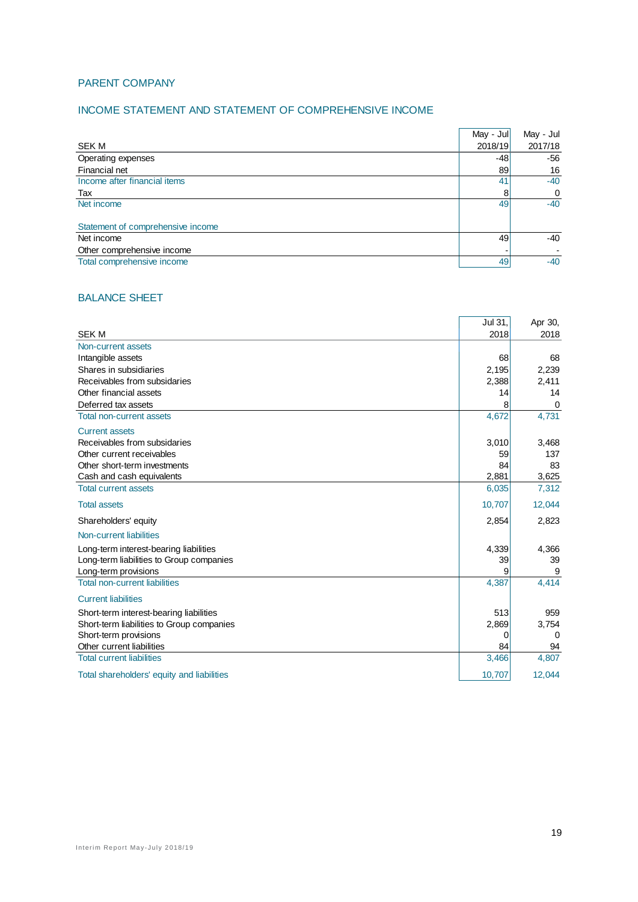## PARENT COMPANY

### INCOME STATEMENT AND STATEMENT OF COMPREHENSIVE INCOME

| SEK M | May - Jul 2018/19 | May - Jul 2017/18 |
|---|---|---|
| Operating expenses | -48 | -56 |
| Financial net | 89 | 16 |
| Income after financial items | 41 | -40 |
| Tax | 8 | 0 |
| Net income | 49 | -40 |
| | | |
| Statement of comprehensive income | | |
| Net income | 49 | -40 |
| Other comprehensive income | - | - |
| Total comprehensive income | 49 | -40 |

### BALANCE SHEET

| SEK M | Jul 31, 2018 | Apr 30, 2018 |
|---|---|---|
| Non-current assets | | |
| Intangible assets | 68 | 68 |
| Shares in subsidiaries | 2,195 | 2,239 |
| Receivables from subsidaries | 2,388 | 2,411 |
| Other financial assets | 14 | 14 |
| Deferred tax assets | 8 | 0 |
| Total non-current assets | 4,672 | 4,731 |
| Current assets | | |
| Receivables from subsidaries | 3,010 | 3,468 |
| Other current receivables | 59 | 137 |
| Other short-term investments | 84 | 83 |
| Cash and cash equivalents | 2,881 | 3,625 |
| Total current assets | 6,035 | 7,312 |
| Total assets | 10,707 | 12,044 |
| Shareholders' equity | 2,854 | 2,823 |
| Non-current liabilities | | |
| Long-term interest-bearing liabilities | 4,339 | 4,366 |
| Long-term liabilities to Group companies | 39 | 39 |
| Long-term provisions | 9 | 9 |
| Total non-current liabilities | 4,387 | 4,414 |
| Current liabilities | | |
| Short-term interest-bearing liabilities | 513 | 959 |
| Short-term liabilities to Group companies | 2,869 | 3,754 |
| Short-term provisions | 0 | 0 |
| Other current liabilities | 84 | 94 |
| Total current liabilities | 3,466 | 4,807 |
| Total shareholders' equity and liabilities | 10,707 | 12,044 |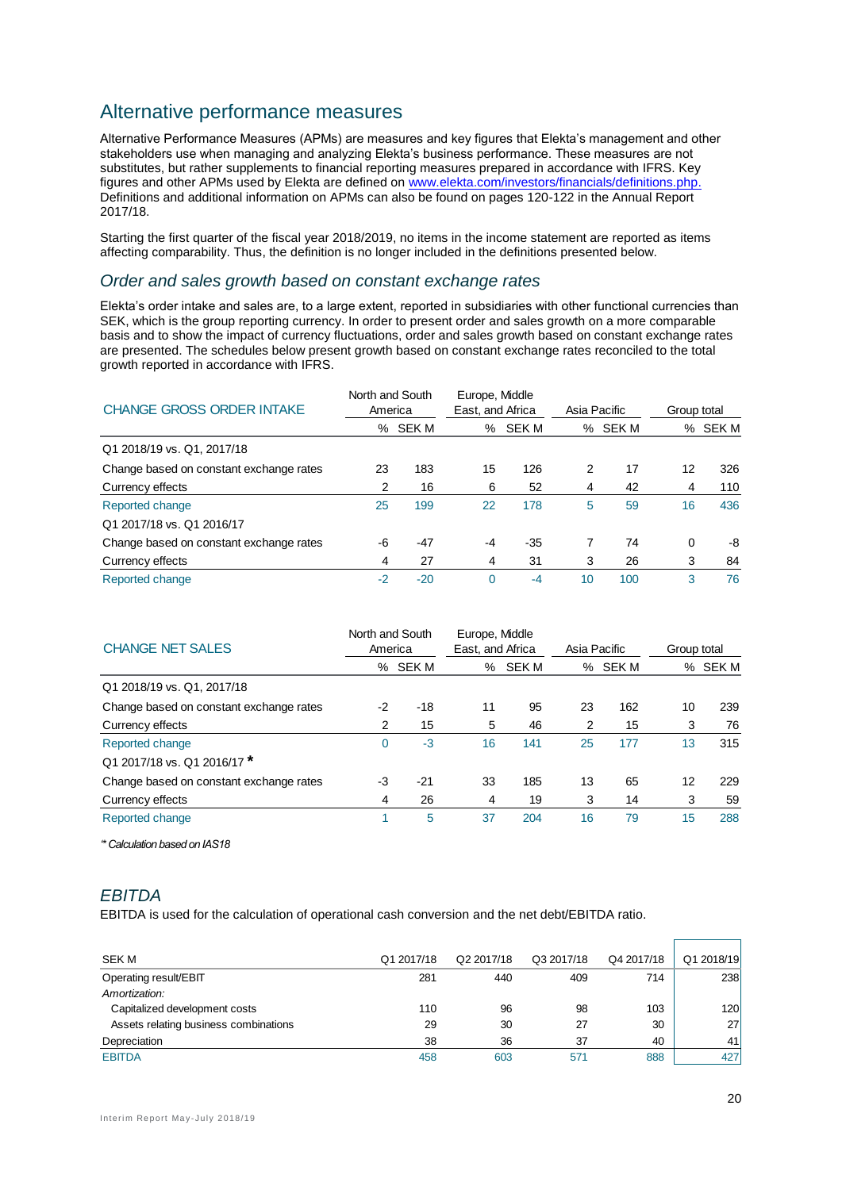# Alternative performance measures

Alternative Performance Measures (APMs) are measures and key figures that Elekta's management and other stakeholders use when managing and analyzing Elekta's business performance. These measures are not substitutes, but rather supplements to financial reporting measures prepared in accordance with IFRS. Key figures and other APMs used by Elekta are defined on www.elekta.com/investors/financials/definitions.php. Definitions and additional information on APMs can also be found on pages 120-122 in the Annual Report 2017/18.

Starting the first quarter of the fiscal year 2018/2019, no items in the income statement are reported as items affecting comparability. Thus, the definition is no longer included in the definitions presented below.

## *Order and sales growth based on constant exchange rates*

Elekta's order intake and sales are, to a large extent, reported in subsidiaries with other functional currencies than SEK, which is the group reporting currency. In order to present order and sales growth on a more comparable basis and to show the impact of currency fluctuations, order and sales growth based on constant exchange rates are presented. The schedules below present growth based on constant exchange rates reconciled to the total growth reported in accordance with IFRS.

| CHANGE GROSS ORDER INTAKE | North and South America | | Europe, Middle East, and Africa | | Asia Pacific | | Group total | |
|---|---|---|---|---|---|---|---|---|
| | % | SEK M | % | SEK M | % | SEK M | % | SEK M |
| Q1 2018/19 vs. Q1, 2017/18 | | | | | | | | |
| Change based on constant exchange rates | 23 | 183 | 15 | 126 | 2 | 17 | 12 | 326 |
| Currency effects | 2 | 16 | 6 | 52 | 4 | 42 | 4 | 110 |
| Reported change | 25 | 199 | 22 | 178 | 5 | 59 | 16 | 436 |
| Q1 2017/18 vs. Q1 2016/17 | | | | | | | | |
| Change based on constant exchange rates | -6 | -47 | -4 | -35 | 7 | 74 | 0 | -8 |
| Currency effects | 4 | 27 | 4 | 31 | 3 | 26 | 3 | 84 |
| Reported change | -2 | -20 | 0 | -4 | 10 | 100 | 3 | 76 |

| CHANGE NET SALES | North and South America | | Europe, Middle East, and Africa | | Asia Pacific | | Group total | |
|---|---|---|---|---|---|---|---|---|
| | % | SEK M | % | SEK M | % | SEK M | % | SEK M |
| Q1 2018/19 vs. Q1, 2017/18 | | | | | | | | |
| Change based on constant exchange rates | -2 | -18 | 11 | 95 | 23 | 162 | 10 | 239 |
| Currency effects | 2 | 15 | 5 | 46 | 2 | 15 | 3 | 76 |
| Reported change | 0 | -3 | 16 | 141 | 25 | 177 | 13 | 315 |
| Q1 2017/18 vs. Q1 2016/17 * | | | | | | | | |
| Change based on constant exchange rates | -3 | -21 | 33 | 185 | 13 | 65 | 12 | 229 |
| Currency effects | 4 | 26 | 4 | 19 | 3 | 14 | 3 | 59 |
| Reported change | 1 | 5 | 37 | 204 | 16 | 79 | 15 | 288 |

*\* Calculation based on IAS18*

## *EBITDA*

EBITDA is used for the calculation of operational cash conversion and the net debt/EBITDA ratio.

| SEK M | Q1 2017/18 | Q2 2017/18 | Q3 2017/18 | Q4 2017/18 | Q1 2018/19 |
|---|---|---|---|---|---|
| Operating result/EBIT | 281 | 440 | 409 | 714 | 238 |
| *Amortization:* | | | | | |
| Capitalized development costs | 110 | 96 | 98 | 103 | 120 |
| Assets relating business combinations | 29 | 30 | 27 | 30 | 27 |
| Depreciation | 38 | 36 | 37 | 40 | 41 |
| EBITDA | 458 | 603 | 571 | 888 | 427 |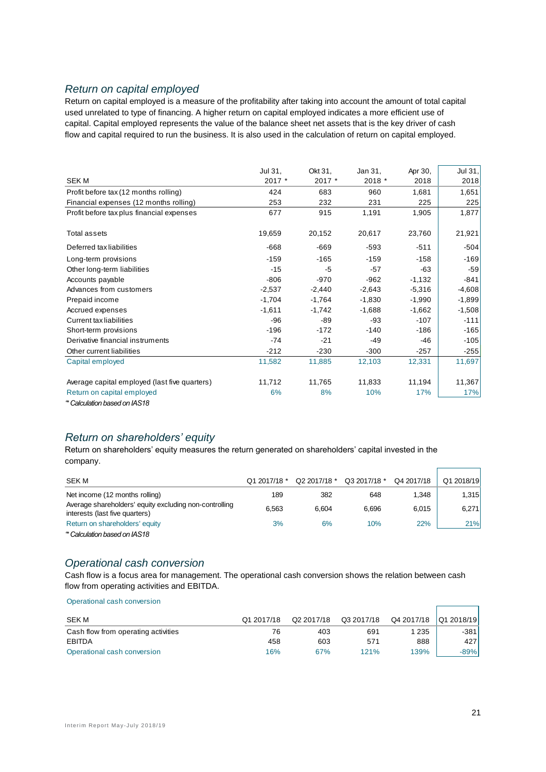## *Return on capital employed*

Return on capital employed is a measure of the profitability after taking into account the amount of total capital used unrelated to type of financing. A higher return on capital employed indicates a more efficient use of capital. Capital employed represents the value of the balance sheet net assets that is the key driver of cash flow and capital required to run the business. It is also used in the calculation of return on capital employed.

| SEK M | Jul 31, 2017 * | Okt 31, 2017 * | Jan 31, 2018 * | Apr 30, 2018 | Jul 31, 2018 |
|---|---|---|---|---|---|
| Profit before tax (12 months rolling) | 424 | 683 | 960 | 1,681 | 1,651 |
| Financial expenses (12 months rolling) | 253 | 232 | 231 | 225 | 225 |
| Profit before tax plus financial expenses | 677 | 915 | 1,191 | 1,905 | 1,877 |
| Total assets | 19,659 | 20,152 | 20,617 | 23,760 | 21,921 |
| Deferred tax liabilities | -668 | -669 | -593 | -511 | -504 |
| Long-term provisions | -159 | -165 | -159 | -158 | -169 |
| Other long-term liabilities | -15 | -5 | -57 | -63 | -59 |
| Accounts payable | -806 | -970 | -962 | -1,132 | -841 |
| Advances from customers | -2,537 | -2,440 | -2,643 | -5,316 | -4,608 |
| Prepaid income | -1,704 | -1,764 | -1,830 | -1,990 | -1,899 |
| Accrued expenses | -1,611 | -1,742 | -1,688 | -1,662 | -1,508 |
| Current tax liabilities | -96 | -89 | -93 | -107 | -111 |
| Short-term provisions | -196 | -172 | -140 | -186 | -165 |
| Derivative financial instruments | -74 | -21 | -49 | -46 | -105 |
| Other current liabilities | -212 | -230 | -300 | -257 | -255 |
| Capital employed | 11,582 | 11,885 | 12,103 | 12,331 | 11,697 |
| Average capital employed (last five quarters) | 11,712 | 11,765 | 11,833 | 11,194 | 11,367 |
| Return on capital employed | 6% | 8% | 10% | 17% | 17% |

*\* Calculation based on IAS18*

## *Return on shareholders' equity*

Return on shareholders' equity measures the return generated on shareholders' capital invested in the company.

| SEK M | Q1 2017/18 * | Q2 2017/18 * | Q3 2017/18 * | Q4 2017/18 | Q1 2018/19 |
|---|---|---|---|---|---|
| Net income (12 months rolling) | 189 | 382 | 648 | 1,348 | 1,315 |
| Average shareholders' equity excluding non-controlling interests (last five quarters) | 6,563 | 6,604 | 6,696 | 6,015 | 6,271 |
| Return on shareholders' equity | 3% | 6% | 10% | 22% | 21% |

*\* Calculation based on IAS18*

## *Operational cash conversion*

Cash flow is a focus area for management. The operational cash conversion shows the relation between cash flow from operating activities and EBITDA.

Operational cash conversion

| SEK M | Q1 2017/18 | Q2 2017/18 | Q3 2017/18 | Q4 2017/18 | Q1 2018/19 |
|---|---|---|---|---|---|
| Cash flow from operating activities | 76 | 403 | 691 | 1 235 | -381 |
| EBITDA | 458 | 603 | 571 | 888 | 427 |
| Operational cash conversion | 16% | 67% | 121% | 139% | -89% |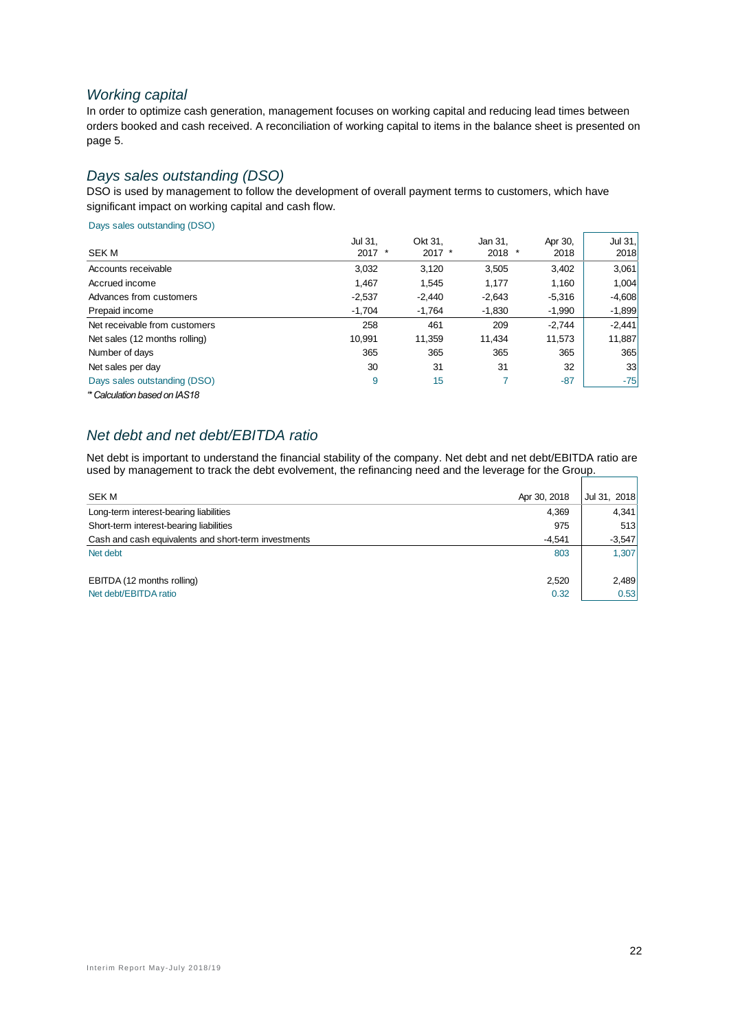## *Working capital*

In order to optimize cash generation, management focuses on working capital and reducing lead times between orders booked and cash received. A reconciliation of working capital to items in the balance sheet is presented on page 5.

## *Days sales outstanding (DSO)*

DSO is used by management to follow the development of overall payment terms to customers, which have significant impact on working capital and cash flow.

Days sales outstanding (DSO)

| SEK M | Jul 31, 2017 * | Okt 31, 2017 * | Jan 31, 2018 * | Apr 30, 2018 | Jul 31, 2018 |
|---|---|---|---|---|---|
| Accounts receivable | 3,032 | 3,120 | 3,505 | 3,402 | 3,061 |
| Accrued income | 1,467 | 1,545 | 1,177 | 1,160 | 1,004 |
| Advances from customers | -2,537 | -2,440 | -2,643 | -5,316 | -4,608 |
| Prepaid income | -1,704 | -1,764 | -1,830 | -1,990 | -1,899 |
| Net receivable from customers | 258 | 461 | 209 | -2,744 | -2,441 |
| Net sales (12 months rolling) | 10,991 | 11,359 | 11,434 | 11,573 | 11,887 |
| Number of days | 365 | 365 | 365 | 365 | 365 |
| Net sales per day | 30 | 31 | 31 | 32 | 33 |
| Days sales outstanding (DSO) | 9 | 15 | 7 | -87 | -75 |

*\* Calculation based on IAS18*

## *Net debt and net debt/EBITDA ratio*

Net debt is important to understand the financial stability of the company. Net debt and net debt/EBITDA ratio are used by management to track the debt evolvement, the refinancing need and the leverage for the Group.

| SEK M | Apr 30, 2018 | Jul 31, 2018 |
|---|---|---|
| Long-term interest-bearing liabilities | 4,369 | 4,341 |
| Short-term interest-bearing liabilities | 975 | 513 |
| Cash and cash equivalents and short-term investments | -4,541 | -3,547 |
| Net debt | 803 | 1,307 |
| | | |
| EBITDA (12 months rolling) | 2,520 | 2,489 |
| Net debt/EBITDA ratio | 0.32 | 0.53 |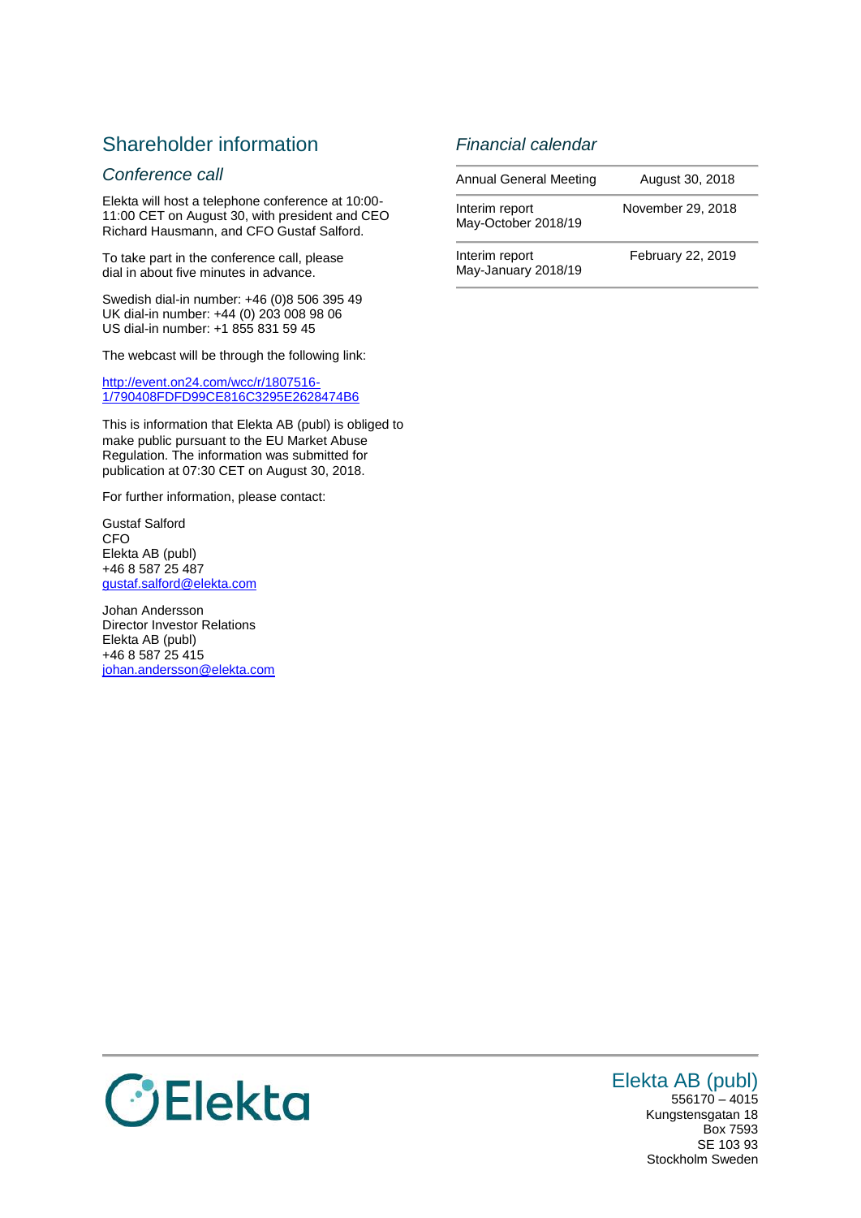## Shareholder information

### *Conference call*

Elekta will host a telephone conference at 10:00-11:00 CET on August 30, with president and CEO Richard Hausmann, and CFO Gustaf Salford.

To take part in the conference call, please dial in about five minutes in advance.

Swedish dial-in number: +46 (0)8 506 395 49
UK dial-in number: +44 (0) 203 008 98 06
US dial-in number: +1 855 831 59 45

The webcast will be through the following link:

http://event.on24.com/wcc/r/1807516-1/790408FDFD99CE816C3295E2628474B6

This is information that Elekta AB (publ) is obliged to make public pursuant to the EU Market Abuse Regulation. The information was submitted for publication at 07:30 CET on August 30, 2018.

For further information, please contact:

Gustaf Salford
CFO
Elekta AB (publ)
+46 8 587 25 487
gustaf.salford@elekta.com

Johan Andersson
Director Investor Relations
Elekta AB (publ)
+46 8 587 25 415
johan.andersson@elekta.com

### *Financial calendar*

| | |
|---|---|
| Annual General Meeting | August 30, 2018 |
| Interim report May-October 2018/19 | November 29, 2018 |
| Interim report May-January 2018/19 | February 22, 2019 |

Elekta

Elekta AB (publ)
556170 – 4015
Kungstensgatan 18
Box 7593
SE 103 93
Stockholm Sweden